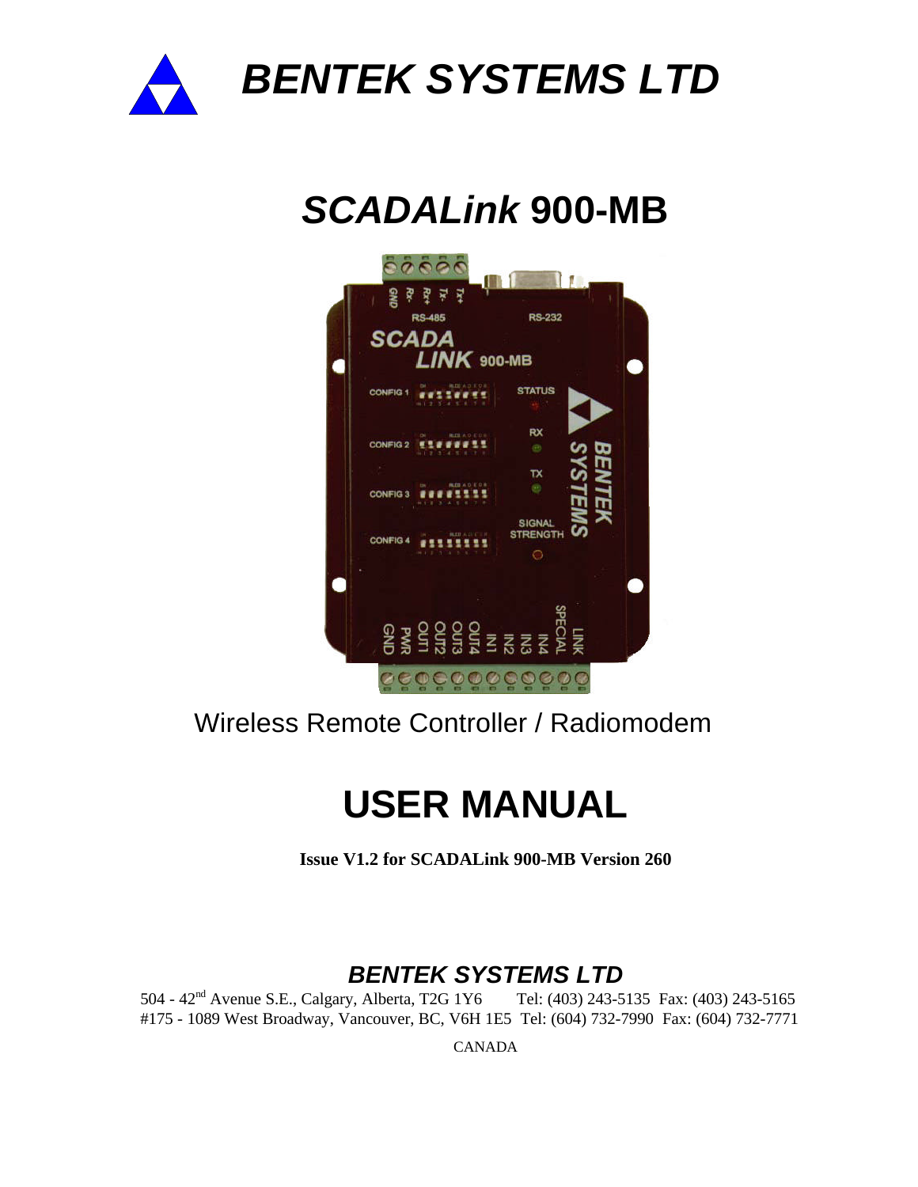# *BENTEK SYSTEMS LTD*

# *SCADALink* 900-MB

Wireless Remote Controller / Radiomodem

# USER MANUAL

**Issue V1.2 for SCADALink 900-MB Version 260**

## *BENTEK SYSTEMS LTD*

504 - 42[nd] Avenue S.E., Calgary, Alberta, T2G 1Y6     Tel: (403) 243-5135  Fax: (403) 243-5165
#175 - 1089 West Broadway, Vancouver, BC, V6H 1E5  Tel: (604) 732-7990  Fax: (604) 732-7771

CANADA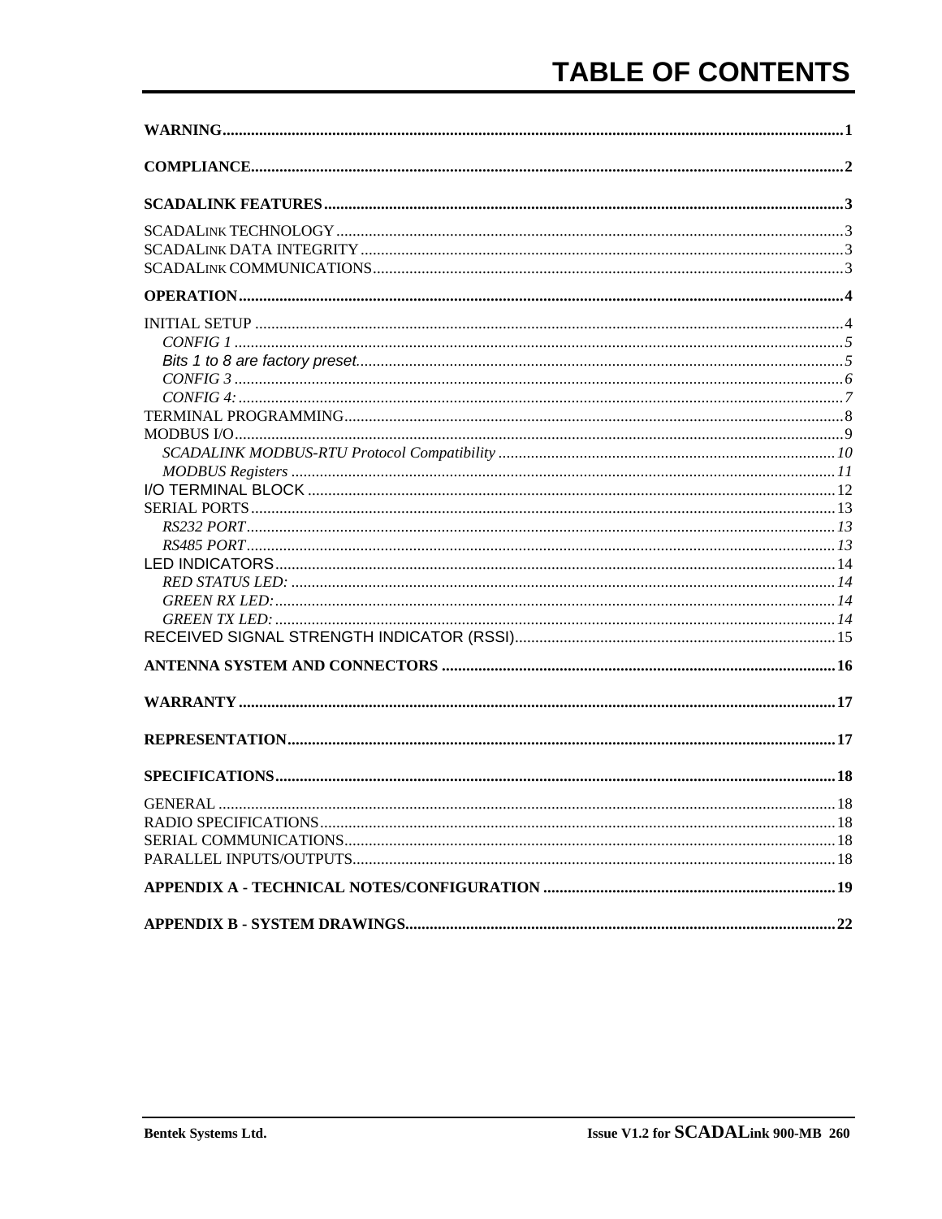# TABLE OF CONTENTS

**WARNING** .......... 1

**COMPLIANCE** .......... 2

**SCADALINK FEATURES** .......... 3

SCADALINK TECHNOLOGY .......... 3
SCADALINK DATA INTEGRITY .......... 3
SCADALINK COMMUNICATIONS .......... 3

**OPERATION** .......... 4

INITIAL SETUP .......... 4
- *CONFIG 1* .......... 5
- *Bits 1 to 8 are factory preset.* .......... 5
- *CONFIG 3* .......... 6
- *CONFIG 4:* .......... 7

TERMINAL PROGRAMMING .......... 8
MODBUS I/O .......... 9
- *SCADALINK MODBUS-RTU Protocol Compatibility* .......... 10
- *MODBUS Registers* .......... 11

I/O TERMINAL BLOCK .......... 12
SERIAL PORTS .......... 13
- *RS232 PORT* .......... 13
- *RS485 PORT* .......... 13

LED INDICATORS .......... 14
- *RED STATUS LED:* .......... 14
- *GREEN RX LED:* .......... 14
- *GREEN TX LED:* .......... 14

RECEIVED SIGNAL STRENGTH INDICATOR (RSSI) .......... 15

**ANTENNA SYSTEM AND CONNECTORS** .......... 16

**WARRANTY** .......... 17

**REPRESENTATION** .......... 17

**SPECIFICATIONS** .......... 18

GENERAL .......... 18
RADIO SPECIFICATIONS .......... 18
SERIAL COMMUNICATIONS .......... 18
PARALLEL INPUTS/OUTPUTS .......... 18

**APPENDIX A - TECHNICAL NOTES/CONFIGURATION** .......... 19

**APPENDIX B - SYSTEM DRAWINGS** .......... 22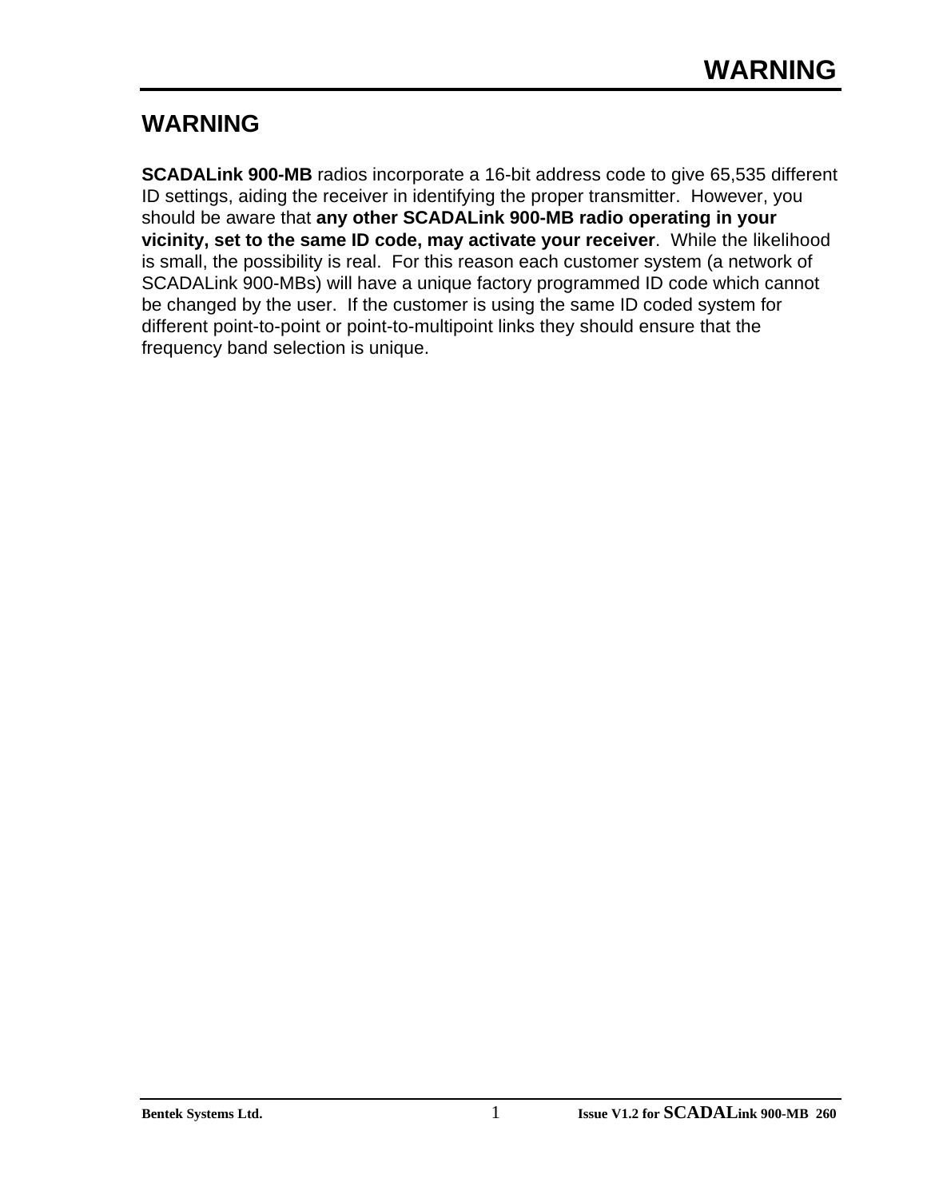# WARNING

**SCADALink 900-MB** radios incorporate a 16-bit address code to give 65,535 different ID settings, aiding the receiver in identifying the proper transmitter. However, you should be aware that **any other SCADALink 900-MB radio operating in your vicinity, set to the same ID code, may activate your receiver**. While the likelihood is small, the possibility is real. For this reason each customer system (a network of SCADALink 900-MBs) will have a unique factory programmed ID code which cannot be changed by the user. If the customer is using the same ID coded system for different point-to-point or point-to-multipoint links they should ensure that the frequency band selection is unique.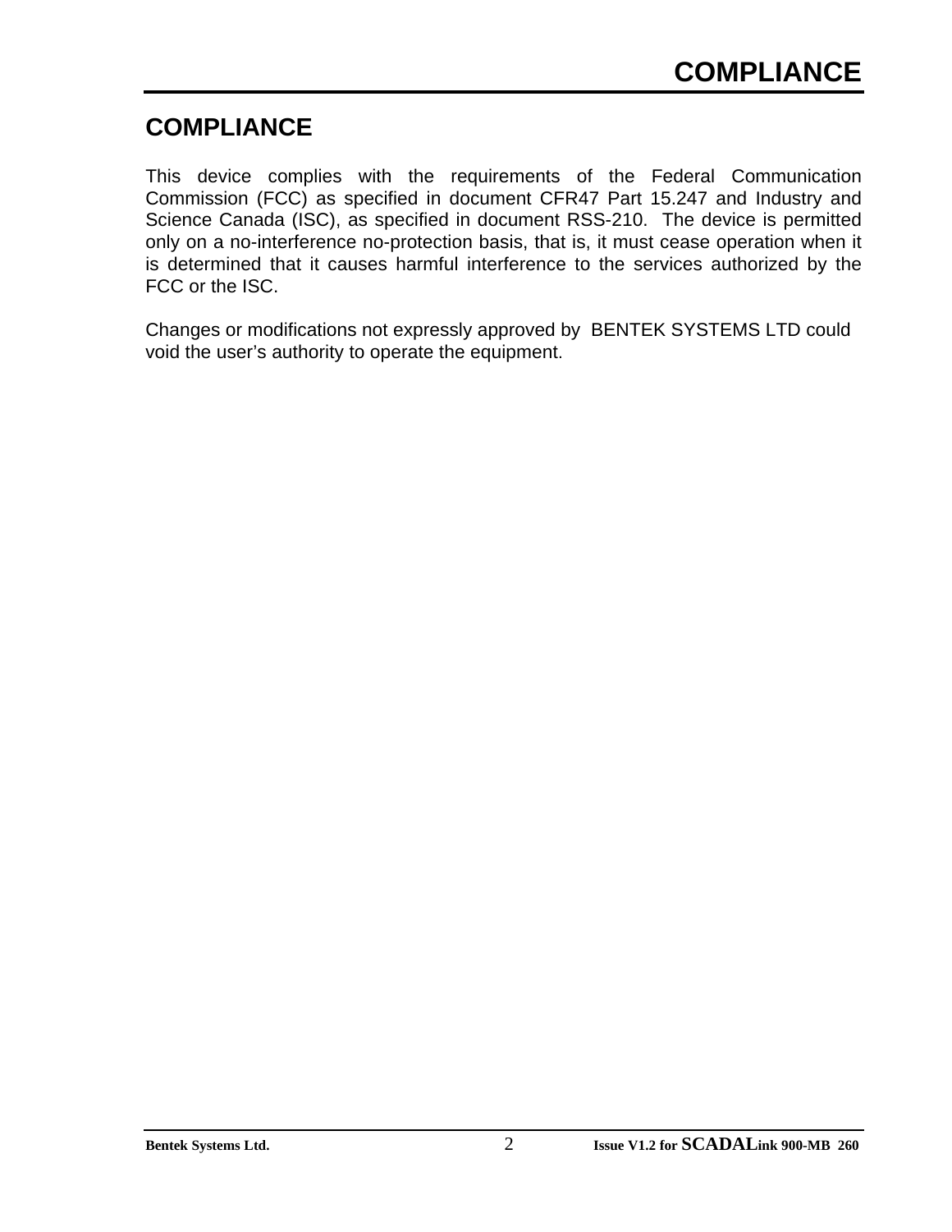# COMPLIANCE

This device complies with the requirements of the Federal Communication Commission (FCC) as specified in document CFR47 Part 15.247 and Industry and Science Canada (ISC), as specified in document RSS-210. The device is permitted only on a no-interference no-protection basis, that is, it must cease operation when it is determined that it causes harmful interference to the services authorized by the FCC or the ISC.

Changes or modifications not expressly approved by BENTEK SYSTEMS LTD could void the user's authority to operate the equipment.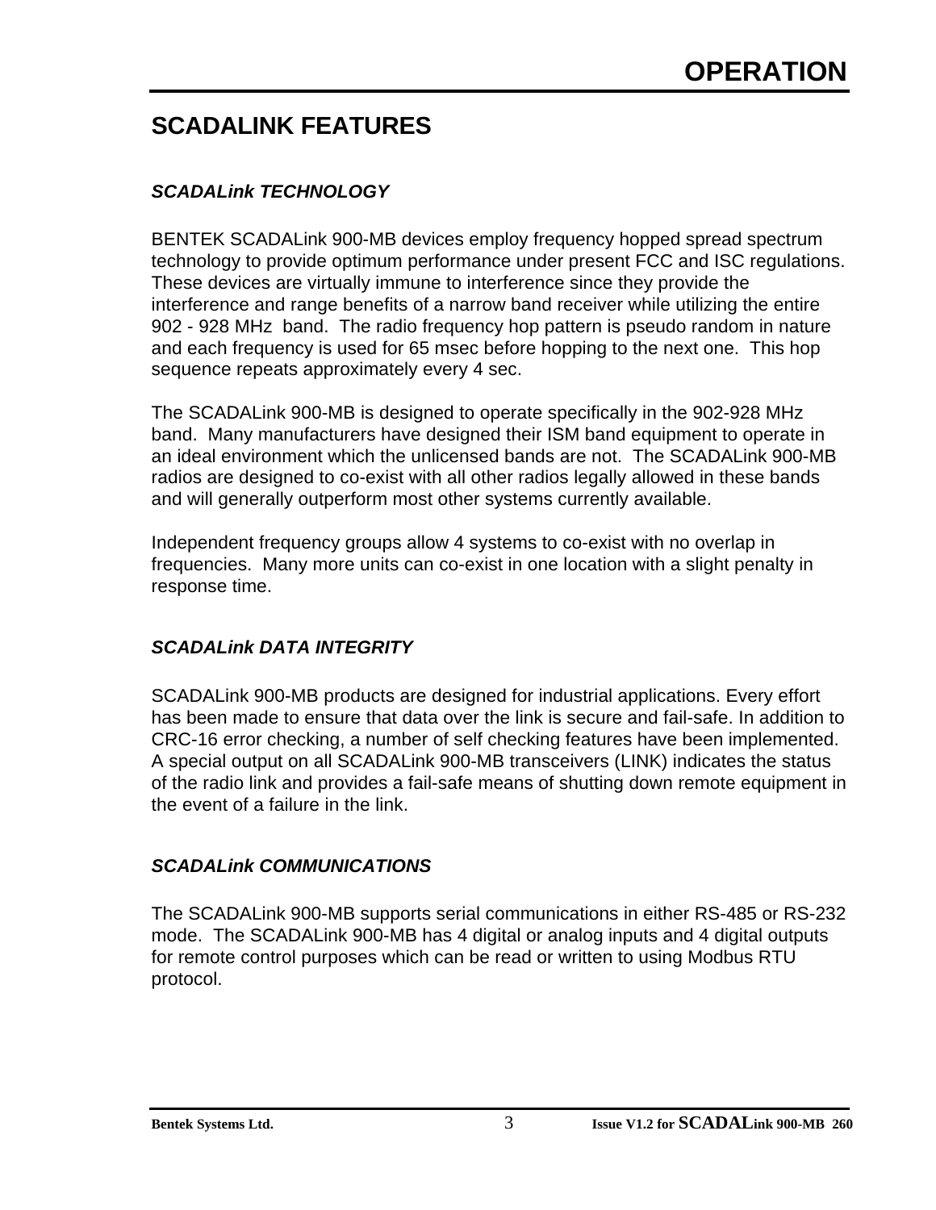# SCADALINK FEATURES

### *SCADALink TECHNOLOGY*

BENTEK SCADALink 900-MB devices employ frequency hopped spread spectrum technology to provide optimum performance under present FCC and ISC regulations. These devices are virtually immune to interference since they provide the interference and range benefits of a narrow band receiver while utilizing the entire 902 - 928 MHz band. The radio frequency hop pattern is pseudo random in nature and each frequency is used for 65 msec before hopping to the next one. This hop sequence repeats approximately every 4 sec.

The SCADALink 900-MB is designed to operate specifically in the 902-928 MHz band. Many manufacturers have designed their ISM band equipment to operate in an ideal environment which the unlicensed bands are not. The SCADALink 900-MB radios are designed to co-exist with all other radios legally allowed in these bands and will generally outperform most other systems currently available.

Independent frequency groups allow 4 systems to co-exist with no overlap in frequencies. Many more units can co-exist in one location with a slight penalty in response time.

### *SCADALink DATA INTEGRITY*

SCADALink 900-MB products are designed for industrial applications. Every effort has been made to ensure that data over the link is secure and fail-safe. In addition to CRC-16 error checking, a number of self checking features have been implemented. A special output on all SCADALink 900-MB transceivers (LINK) indicates the status of the radio link and provides a fail-safe means of shutting down remote equipment in the event of a failure in the link.

### *SCADALink COMMUNICATIONS*

The SCADALink 900-MB supports serial communications in either RS-485 or RS-232 mode. The SCADALink 900-MB has 4 digital or analog inputs and 4 digital outputs for remote control purposes which can be read or written to using Modbus RTU protocol.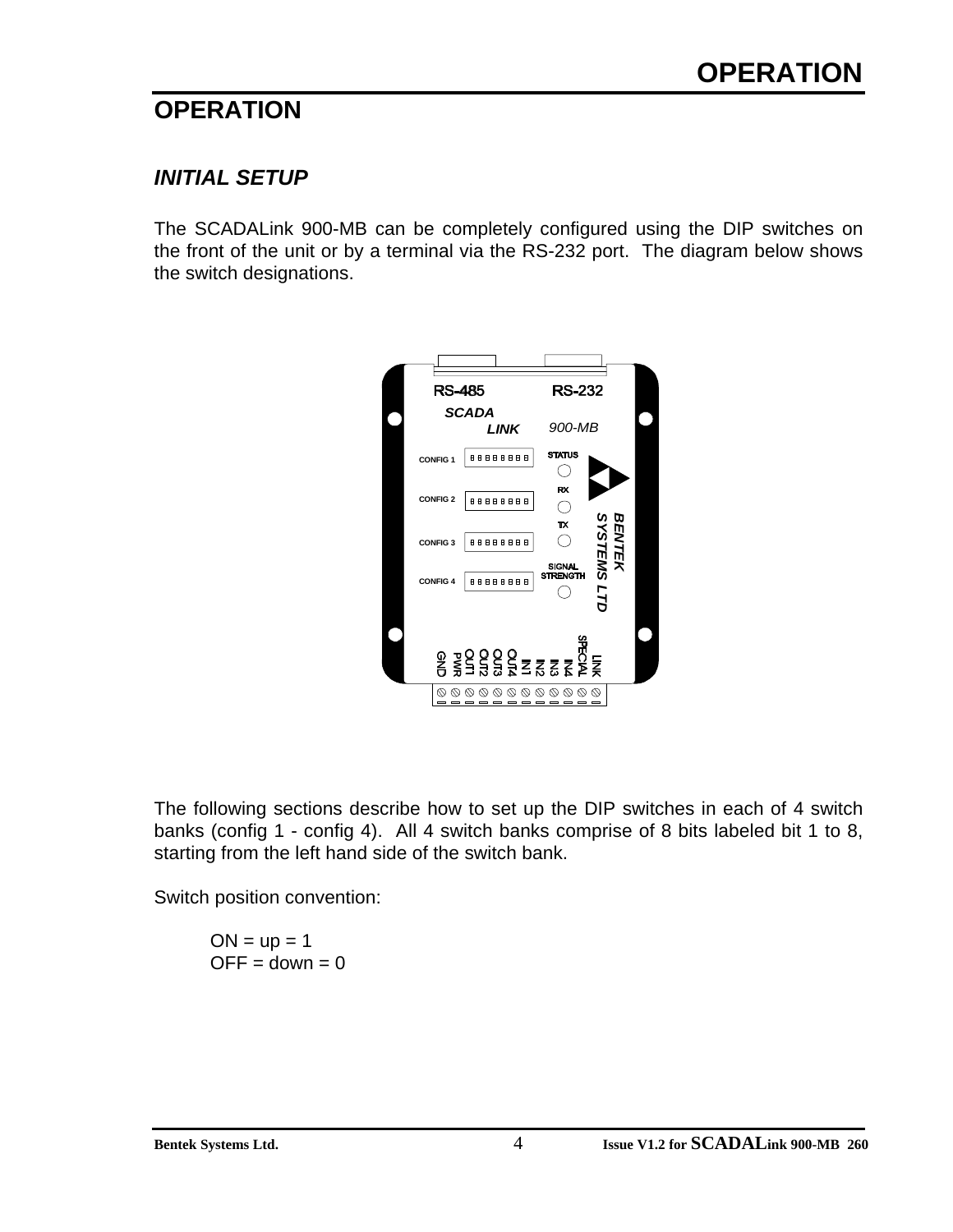# OPERATION

## INITIAL SETUP

The SCADALink 900-MB can be completely configured using the DIP switches on the front of the unit or by a terminal via the RS-232 port. The diagram below shows the switch designations.

The following sections describe how to set up the DIP switches in each of 4 switch banks (config 1 - config 4). All 4 switch banks comprise of 8 bits labeled bit 1 to 8, starting from the left hand side of the switch bank.

Switch position convention:

ON = up = 1
OFF = down = 0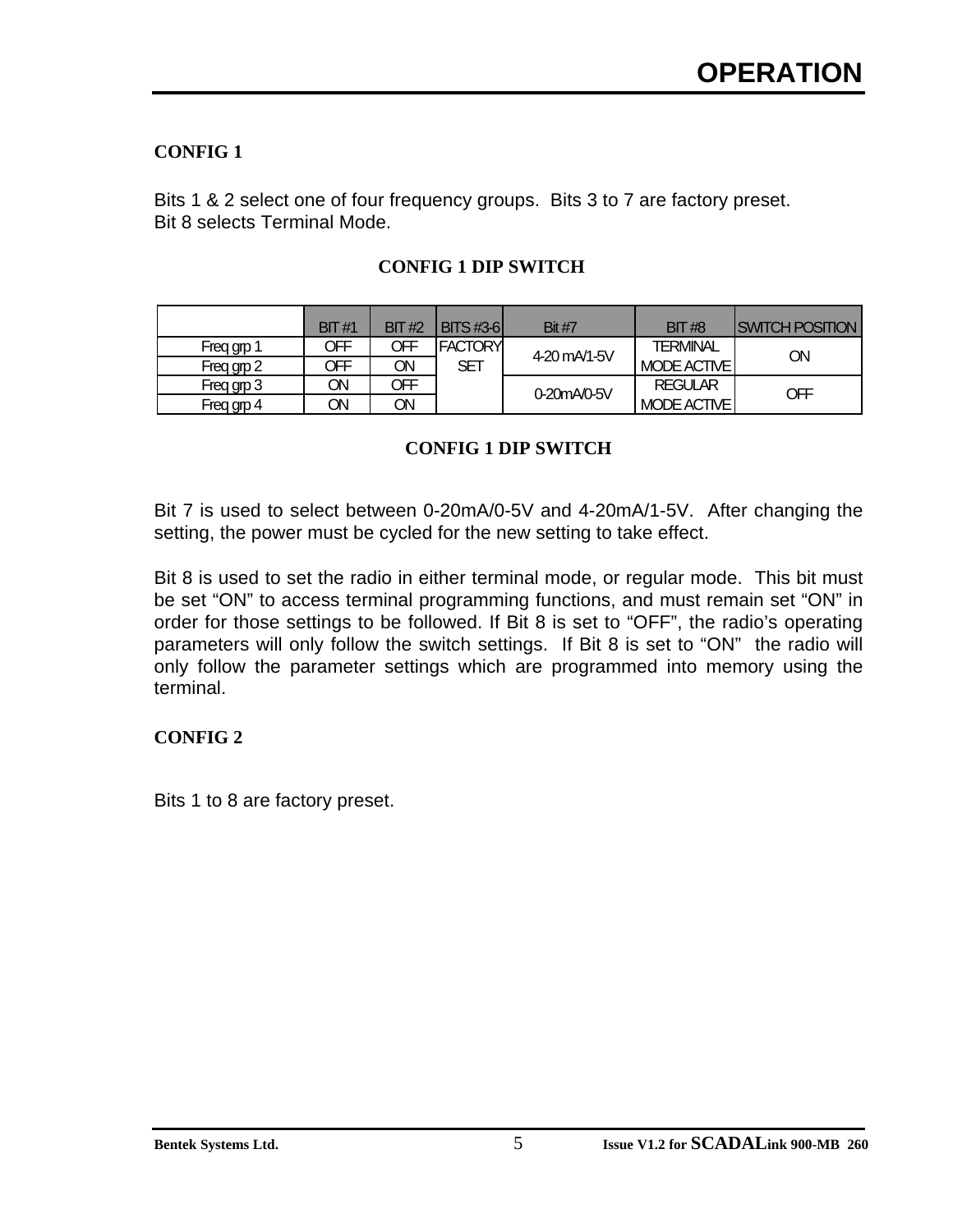## CONFIG 1

Bits 1 & 2 select one of four frequency groups. Bits 3 to 7 are factory preset.
Bit 8 selects Terminal Mode.

**CONFIG 1 DIP SWITCH**

| | BIT #1 | BIT #2 | BITS #3-6 | Bit #7 | BIT #8 | SWITCH POSITION |
|---|---|---|---|---|---|---|
| Freq grp 1 | OFF | OFF | FACTORY SET | 4-20 mA/1-5V | TERMINAL MODE ACTIVE | ON |
| Freq grp 2 | OFF | ON | | | | |
| Freq grp 3 | ON | OFF | | 0-20mA/0-5V | REGULAR MODE ACTIVE | OFF |
| Freq grp 4 | ON | ON | | | | |

**CONFIG 1 DIP SWITCH**

Bit 7 is used to select between 0-20mA/0-5V and 4-20mA/1-5V. After changing the setting, the power must be cycled for the new setting to take effect.

Bit 8 is used to set the radio in either terminal mode, or regular mode. This bit must be set "ON" to access terminal programming functions, and must remain set "ON" in order for those settings to be followed. If Bit 8 is set to "OFF", the radio's operating parameters will only follow the switch settings. If Bit 8 is set to "ON" the radio will only follow the parameter settings which are programmed into memory using the terminal.

## CONFIG 2

Bits 1 to 8 are factory preset.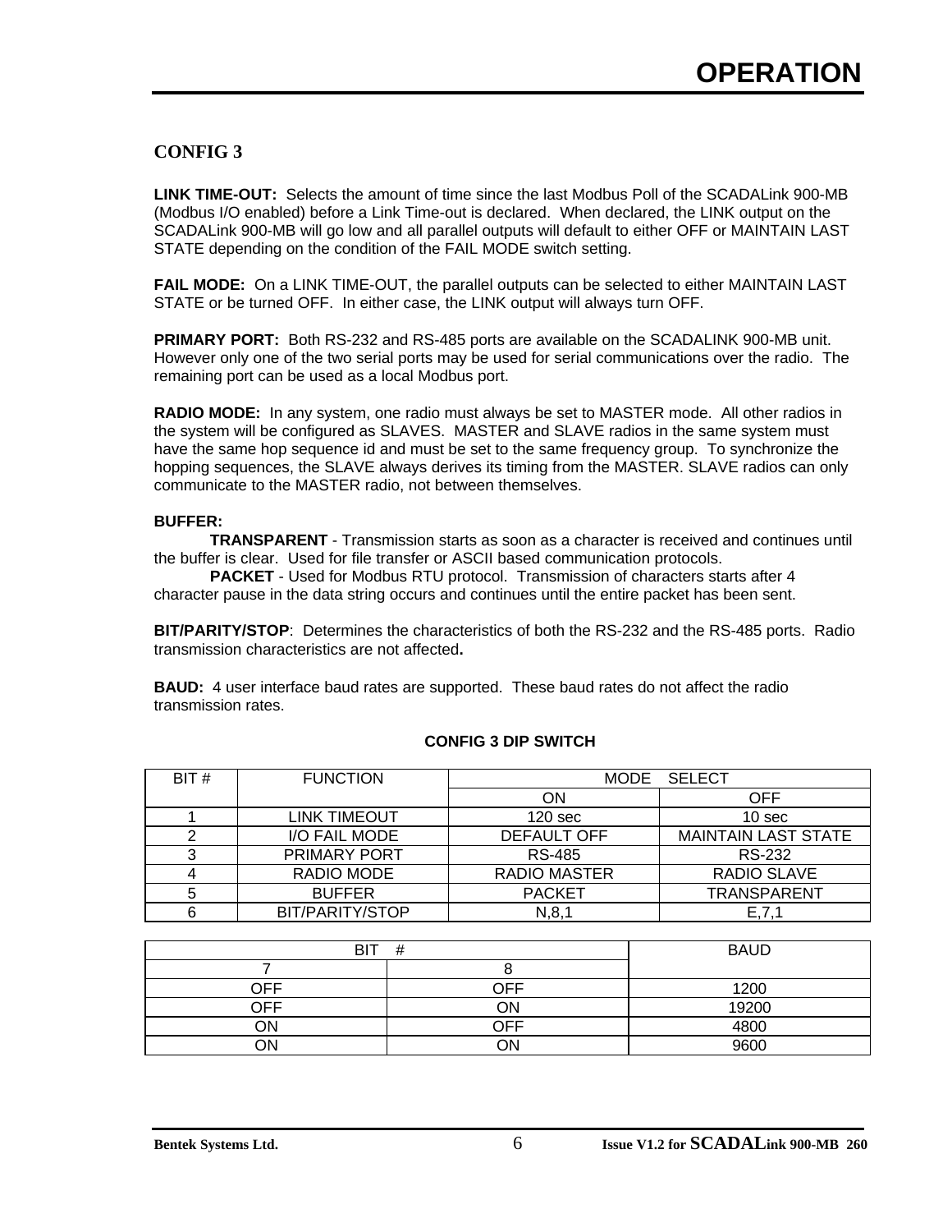## CONFIG 3

**LINK TIME-OUT:** Selects the amount of time since the last Modbus Poll of the SCADALink 900-MB (Modbus I/O enabled) before a Link Time-out is declared. When declared, the LINK output on the SCADALink 900-MB will go low and all parallel outputs will default to either OFF or MAINTAIN LAST STATE depending on the condition of the FAIL MODE switch setting.

**FAIL MODE:** On a LINK TIME-OUT, the parallel outputs can be selected to either MAINTAIN LAST STATE or be turned OFF. In either case, the LINK output will always turn OFF.

**PRIMARY PORT:** Both RS-232 and RS-485 ports are available on the SCADALINK 900-MB unit. However only one of the two serial ports may be used for serial communications over the radio. The remaining port can be used as a local Modbus port.

**RADIO MODE:** In any system, one radio must always be set to MASTER mode. All other radios in the system will be configured as SLAVES. MASTER and SLAVE radios in the same system must have the same hop sequence id and must be set to the same frequency group. To synchronize the hopping sequences, the SLAVE always derives its timing from the MASTER. SLAVE radios can only communicate to the MASTER radio, not between themselves.

**BUFFER:**

**TRANSPARENT** - Transmission starts as soon as a character is received and continues until the buffer is clear. Used for file transfer or ASCII based communication protocols.

**PACKET** - Used for Modbus RTU protocol. Transmission of characters starts after 4 character pause in the data string occurs and continues until the entire packet has been sent.

**BIT/PARITY/STOP**: Determines the characteristics of both the RS-232 and the RS-485 ports. Radio transmission characteristics are not affected**.**

**BAUD:** 4 user interface baud rates are supported. These baud rates do not affect the radio transmission rates.

**CONFIG 3 DIP SWITCH**

| BIT # | FUNCTION | MODE SELECT | |
|---|---|---|---|
| | | ON | OFF |
| 1 | LINK TIMEOUT | 120 sec | 10 sec |
| 2 | I/O FAIL MODE | DEFAULT OFF | MAINTAIN LAST STATE |
| 3 | PRIMARY PORT | RS-485 | RS-232 |
| 4 | RADIO MODE | RADIO MASTER | RADIO SLAVE |
| 5 | BUFFER | PACKET | TRANSPARENT |
| 6 | BIT/PARITY/STOP | N,8,1 | E,7,1 |

| BIT # | | BAUD |
|---|---|---|
| 7 | 8 | |
| OFF | OFF | 1200 |
| OFF | ON | 19200 |
| ON | OFF | 4800 |
| ON | ON | 9600 |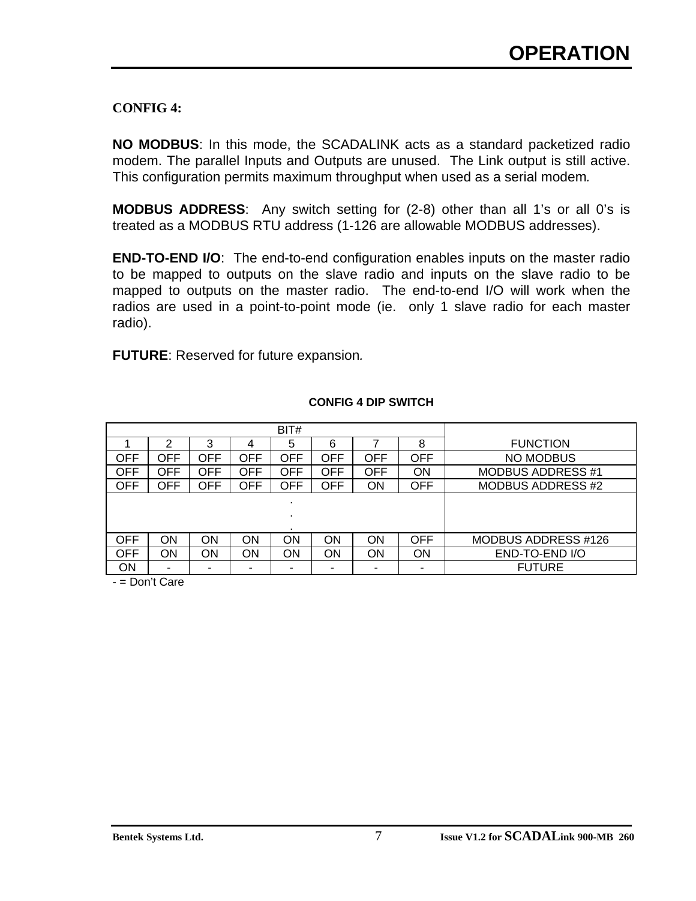# OPERATION

**CONFIG 4:**

**NO MODBUS**: In this mode, the SCADALINK acts as a standard packetized radio modem. The parallel Inputs and Outputs are unused. The Link output is still active. This configuration permits maximum throughput when used as a serial modem.

**MODBUS ADDRESS**: Any switch setting for (2-8) other than all 1's or all 0's is treated as a MODBUS RTU address (1-126 are allowable MODBUS addresses).

**END-TO-END I/O**: The end-to-end configuration enables inputs on the master radio to be mapped to outputs on the slave radio and inputs on the slave radio to be mapped to outputs on the master radio. The end-to-end I/O will work when the radios are used in a point-to-point mode (ie. only 1 slave radio for each master radio).

**FUTURE**: Reserved for future expansion.

**CONFIG 4 DIP SWITCH**

| BIT# | | | | | | | | FUNCTION |
|---|---|---|---|---|---|---|---|---|
| 1 | 2 | 3 | 4 | 5 | 6 | 7 | 8 | |
| OFF | OFF | OFF | OFF | OFF | OFF | OFF | OFF | NO MODBUS |
| OFF | OFF | OFF | OFF | OFF | OFF | OFF | ON | MODBUS ADDRESS #1 |
| OFF | OFF | OFF | OFF | OFF | OFF | ON | OFF | MODBUS ADDRESS #2 |
| . . . | | | | | | | | |
| OFF | ON | ON | ON | ON | ON | ON | OFF | MODBUS ADDRESS #126 |
| OFF | ON | ON | ON | ON | ON | ON | ON | END-TO-END I/O |
| ON | - | - | - | - | - | - | - | FUTURE |

- = Don't Care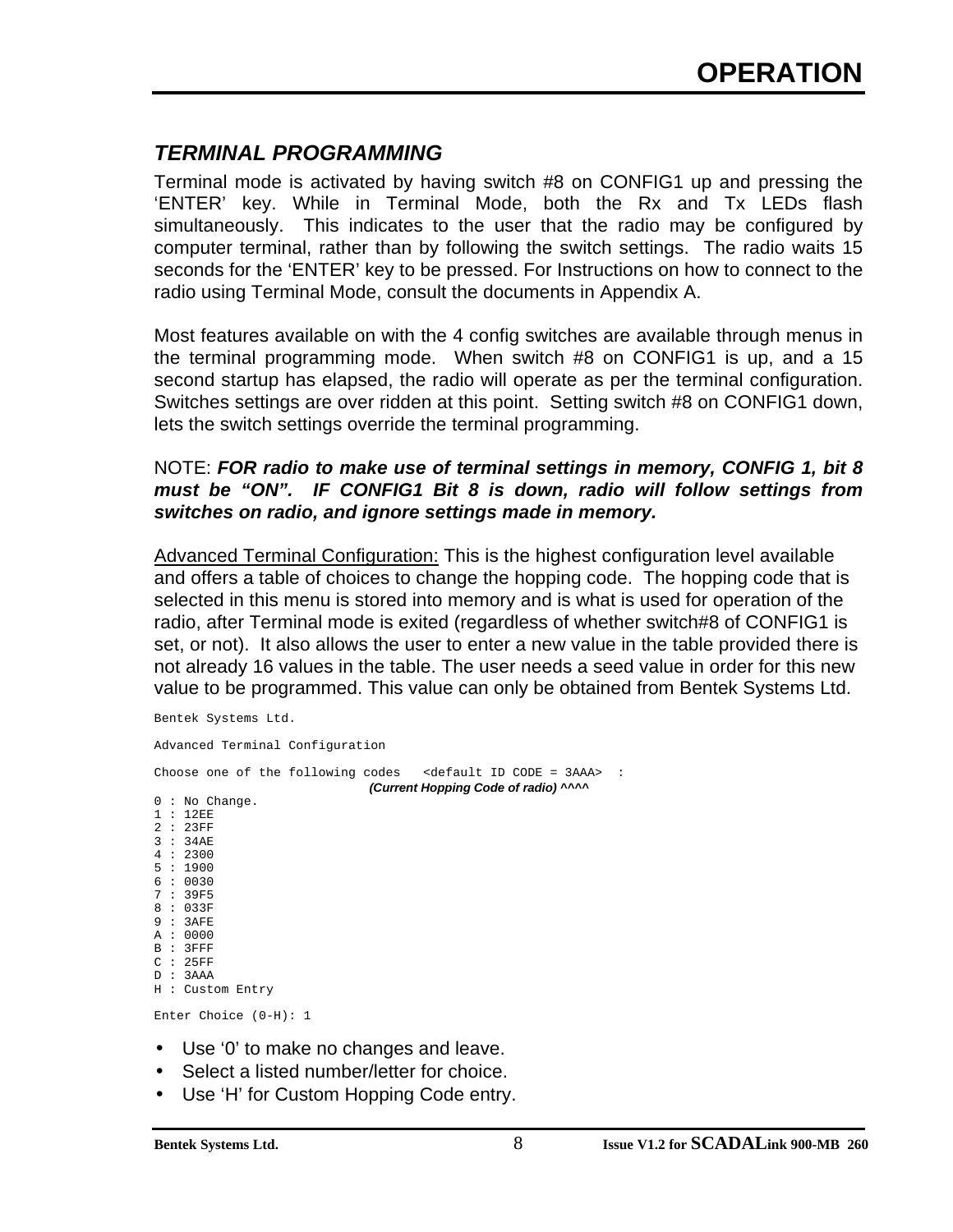## TERMINAL PROGRAMMING

Terminal mode is activated by having switch #8 on CONFIG1 up and pressing the 'ENTER' key. While in Terminal Mode, both the Rx and Tx LEDs flash simultaneously. This indicates to the user that the radio may be configured by computer terminal, rather than by following the switch settings. The radio waits 15 seconds for the 'ENTER' key to be pressed. For Instructions on how to connect to the radio using Terminal Mode, consult the documents in Appendix A.

Most features available on with the 4 config switches are available through menus in the terminal programming mode. When switch #8 on CONFIG1 is up, and a 15 second startup has elapsed, the radio will operate as per the terminal configuration. Switches settings are over ridden at this point. Setting switch #8 on CONFIG1 down, lets the switch settings override the terminal programming.

NOTE: ***FOR radio to make use of terminal settings in memory, CONFIG 1, bit 8 must be "ON". IF CONFIG1 Bit 8 is down, radio will follow settings from switches on radio, and ignore settings made in memory.***

Advanced Terminal Configuration: This is the highest configuration level available and offers a table of choices to change the hopping code. The hopping code that is selected in this menu is stored into memory and is what is used for operation of the radio, after Terminal mode is exited (regardless of whether switch#8 of CONFIG1 is set, or not). It also allows the user to enter a new value in the table provided there is not already 16 values in the table. The user needs a seed value in order for this new value to be programmed. This value can only be obtained from Bentek Systems Ltd.

```
Bentek Systems Ltd.

Advanced Terminal Configuration

Choose one of the following codes   <default ID CODE = 3AAA>  :
                                (Current Hopping Code of radio) ^^^^
0 : No Change.
1 : 12EE
2 : 23FF
3 : 34AE
4 : 2300
5 : 1900
6 : 0030
7 : 39F5
8 : 033F
9 : 3AFE
A : 0000
B : 3FFF
C : 25FF
D : 3AAA
H : Custom Entry

Enter Choice (0-H): 1
```

- Use '0' to make no changes and leave.
- Select a listed number/letter for choice.
- Use 'H' for Custom Hopping Code entry.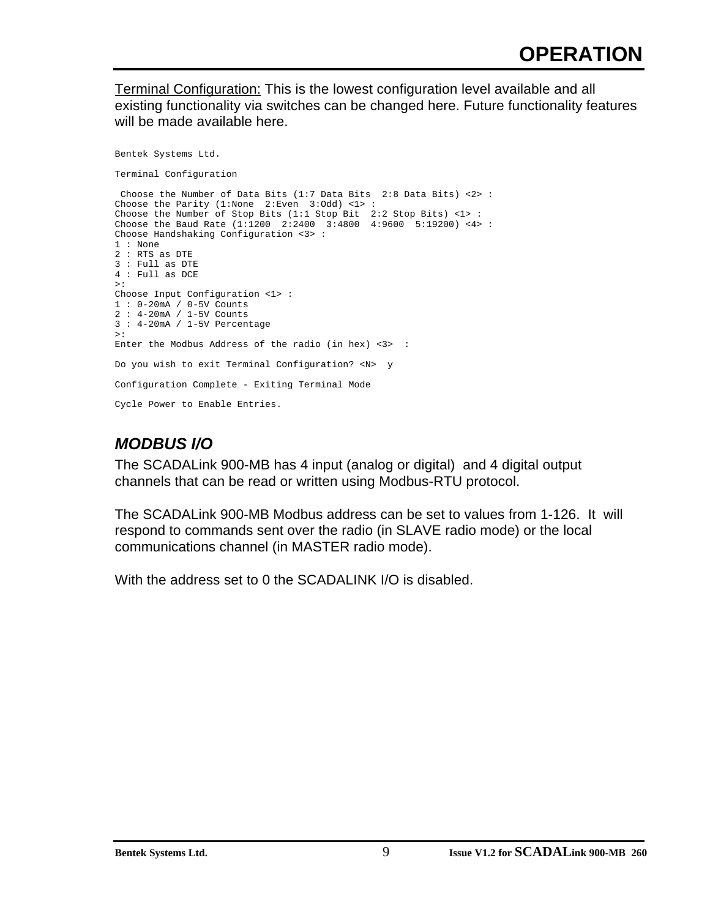Terminal Configuration: This is the lowest configuration level available and all existing functionality via switches can be changed here. Future functionality features will be made available here.

```
Bentek Systems Ltd.

Terminal Configuration

 Choose the Number of Data Bits (1:7 Data Bits  2:8 Data Bits) <2> :
Choose the Parity (1:None  2:Even  3:Odd) <1> :
Choose the Number of Stop Bits (1:1 Stop Bit  2:2 Stop Bits) <1> :
Choose the Baud Rate (1:1200  2:2400  3:4800  4:9600  5:19200) <4> :
Choose Handshaking Configuration <3> :
1 : None
2 : RTS as DTE
3 : Full as DTE
4 : Full as DCE
>:
Choose Input Configuration <1> :
1 : 0-20mA / 0-5V Counts
2 : 4-20mA / 1-5V Counts
3 : 4-20mA / 1-5V Percentage
>:
Enter the Modbus Address of the radio (in hex) <3>  :

Do you wish to exit Terminal Configuration? <N>  y

Configuration Complete - Exiting Terminal Mode

Cycle Power to Enable Entries.
```

### *MODBUS I/O*

The SCADALink 900-MB has 4 input (analog or digital) and 4 digital output channels that can be read or written using Modbus-RTU protocol.

The SCADALink 900-MB Modbus address can be set to values from 1-126. It will respond to commands sent over the radio (in SLAVE radio mode) or the local communications channel (in MASTER radio mode).

With the address set to 0 the SCADALINK I/O is disabled.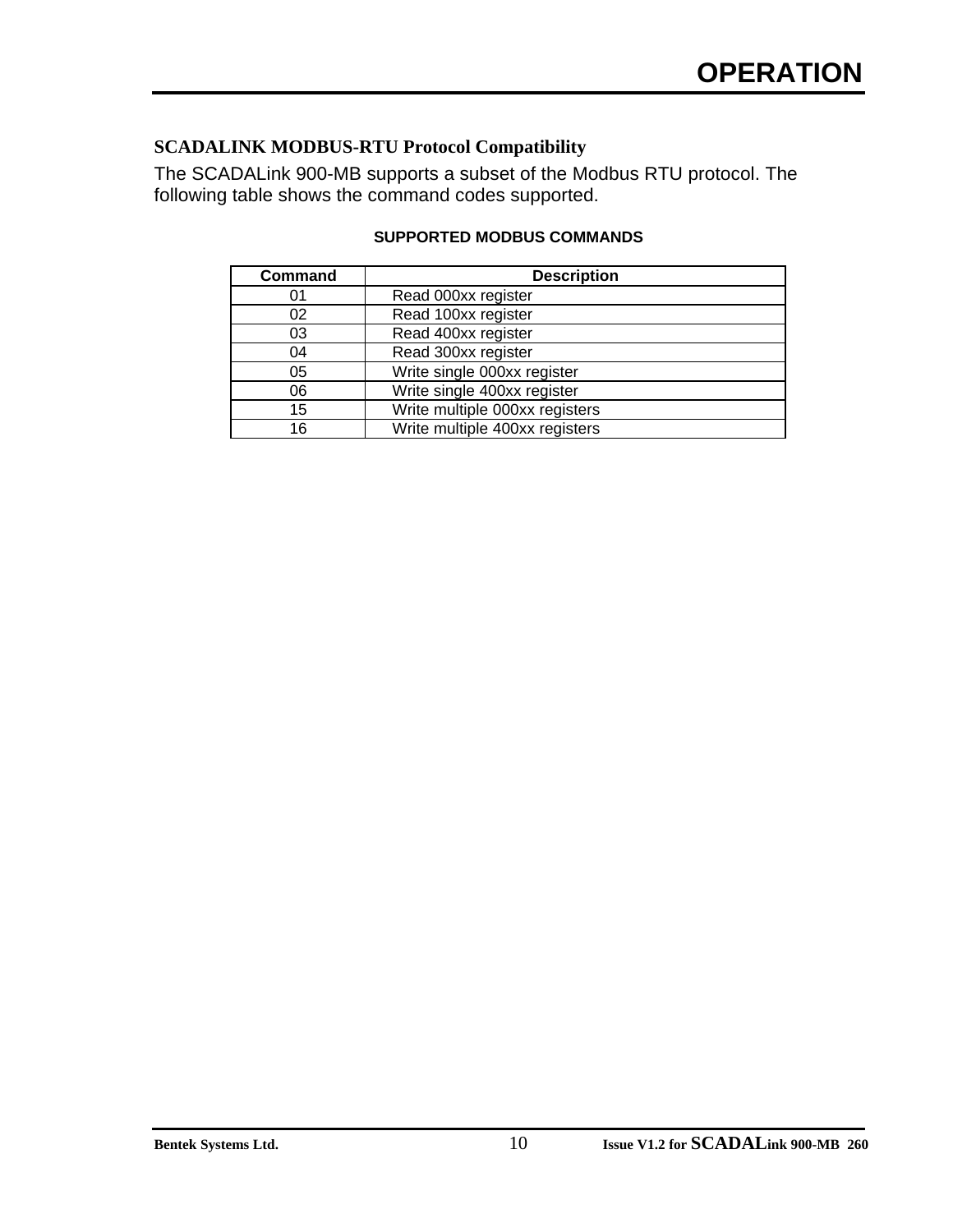## SCADALINK MODBUS-RTU Protocol Compatibility

The SCADALink 900-MB supports a subset of the Modbus RTU protocol. The following table shows the command codes supported.

**SUPPORTED MODBUS COMMANDS**

| Command | Description |
|---|---|
| 01 | Read 000xx register |
| 02 | Read 100xx register |
| 03 | Read 400xx register |
| 04 | Read 300xx register |
| 05 | Write single 000xx register |
| 06 | Write single 400xx register |
| 15 | Write multiple 000xx registers |
| 16 | Write multiple 400xx registers |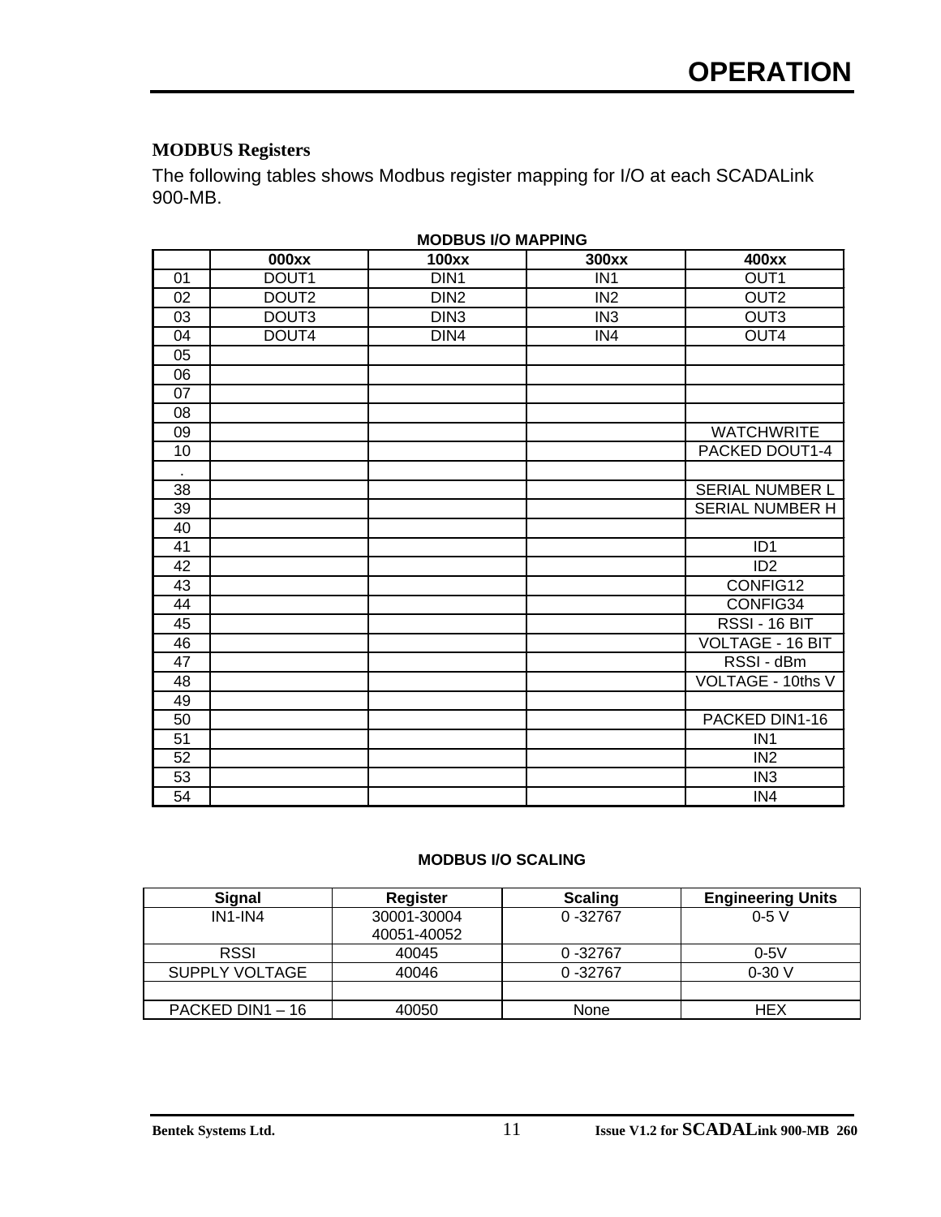## MODBUS Registers

The following tables shows Modbus register mapping for I/O at each SCADALink 900-MB.

**MODBUS I/O MAPPING**

| | 000xx | 100xx | 300xx | 400xx |
|---|---|---|---|---|
| 01 | DOUT1 | DIN1 | IN1 | OUT1 |
| 02 | DOUT2 | DIN2 | IN2 | OUT2 |
| 03 | DOUT3 | DIN3 | IN3 | OUT3 |
| 04 | DOUT4 | DIN4 | IN4 | OUT4 |
| 05 | | | | |
| 06 | | | | |
| 07 | | | | |
| 08 | | | | |
| 09 | | | | WATCHWRITE |
| 10 | | | | PACKED DOUT1-4 |
| . | | | | |
| 38 | | | | SERIAL NUMBER L |
| 39 | | | | SERIAL NUMBER H |
| 40 | | | | |
| 41 | | | | ID1 |
| 42 | | | | ID2 |
| 43 | | | | CONFIG12 |
| 44 | | | | CONFIG34 |
| 45 | | | | RSSI - 16 BIT |
| 46 | | | | VOLTAGE - 16 BIT |
| 47 | | | | RSSI - dBm |
| 48 | | | | VOLTAGE - 10ths V |
| 49 | | | | |
| 50 | | | | PACKED DIN1-16 |
| 51 | | | | IN1 |
| 52 | | | | IN2 |
| 53 | | | | IN3 |
| 54 | | | | IN4 |

**MODBUS I/O SCALING**

| Signal | Register | Scaling | Engineering Units |
|---|---|---|---|
| IN1-IN4 | 30001-30004<br>40051-40052 | 0 -32767 | 0-5 V |
| RSSI | 40045 | 0 -32767 | 0-5V |
| SUPPLY VOLTAGE | 40046 | 0 -32767 | 0-30 V |
| | | | |
| PACKED DIN1 – 16 | 40050 | None | HEX |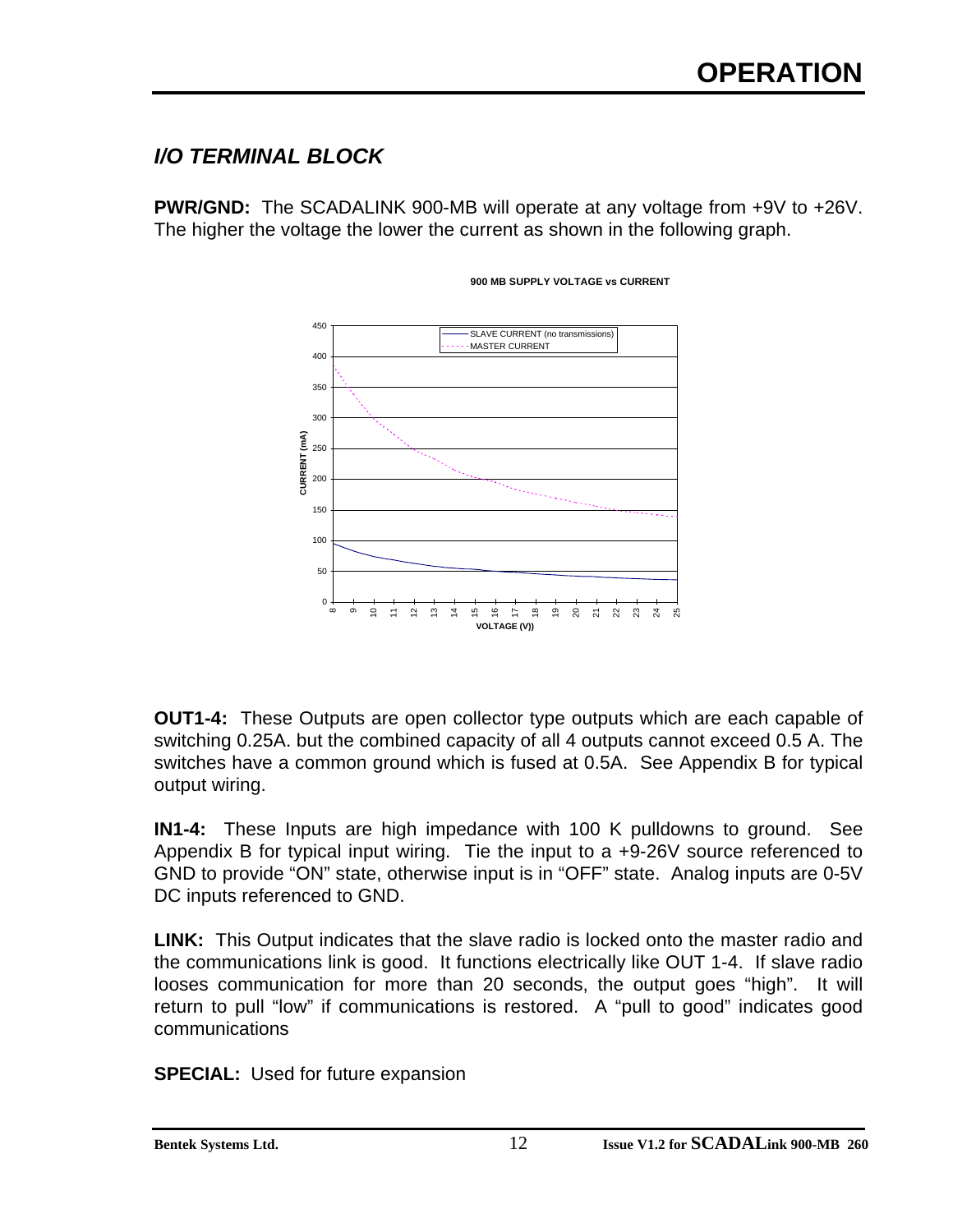## *I/O TERMINAL BLOCK*

**PWR/GND:** The SCADALINK 900-MB will operate at any voltage from +9V to +26V. The higher the voltage the lower the current as shown in the following graph.

**900 MB SUPPLY VOLTAGE vs CURRENT**

**OUT1-4:** These Outputs are open collector type outputs which are each capable of switching 0.25A. but the combined capacity of all 4 outputs cannot exceed 0.5 A. The switches have a common ground which is fused at 0.5A. See Appendix B for typical output wiring.

**IN1-4:** These Inputs are high impedance with 100 K pulldowns to ground. See Appendix B for typical input wiring. Tie the input to a +9-26V source referenced to GND to provide "ON" state, otherwise input is in "OFF" state. Analog inputs are 0-5V DC inputs referenced to GND.

**LINK:** This Output indicates that the slave radio is locked onto the master radio and the communications link is good. It functions electrically like OUT 1-4. If slave radio looses communication for more than 20 seconds, the output goes "high". It will return to pull "low" if communications is restored. A "pull to good" indicates good communications

**SPECIAL:** Used for future expansion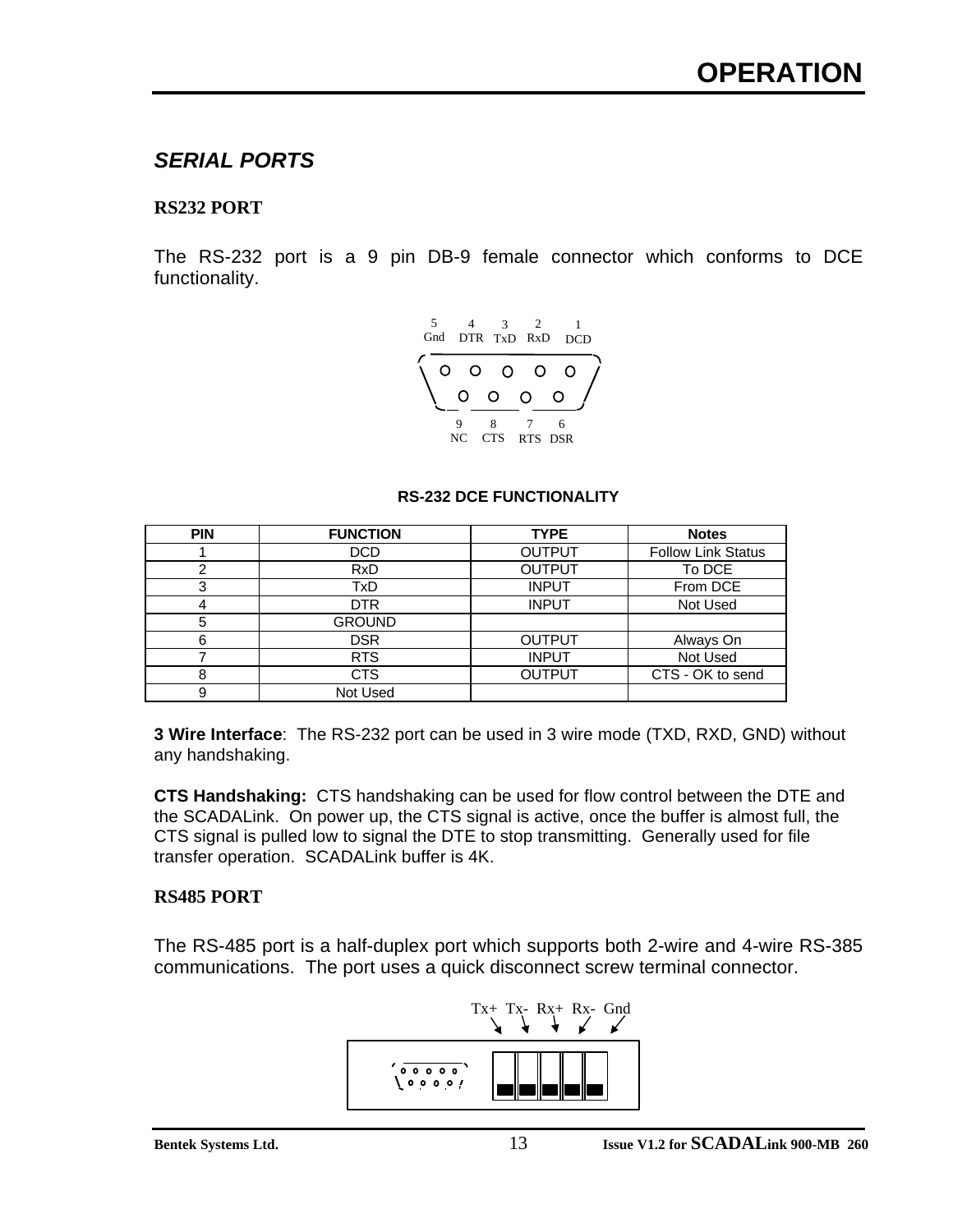## SERIAL PORTS

### RS232 PORT

The RS-232 port is a 9 pin DB-9 female connector which conforms to DCE functionality.

5 Gnd  4 DTR  3 TxD  2 RxD  1 DCD

9 NC  8 CTS  7 RTS  6 DSR

**RS-232 DCE FUNCTIONALITY**

| PIN | FUNCTION | TYPE | Notes |
|---|---|---|---|
| 1 | DCD | OUTPUT | Follow Link Status |
| 2 | RxD | OUTPUT | To DCE |
| 3 | TxD | INPUT | From DCE |
| 4 | DTR | INPUT | Not Used |
| 5 | GROUND | | |
| 6 | DSR | OUTPUT | Always On |
| 7 | RTS | INPUT | Not Used |
| 8 | CTS | OUTPUT | CTS - OK to send |
| 9 | Not Used | | |

**3 Wire Interface**: The RS-232 port can be used in 3 wire mode (TXD, RXD, GND) without any handshaking.

**CTS Handshaking:** CTS handshaking can be used for flow control between the DTE and the SCADALink. On power up, the CTS signal is active, once the buffer is almost full, the CTS signal is pulled low to signal the DTE to stop transmitting. Generally used for file transfer operation. SCADALink buffer is 4K.

### RS485 PORT

The RS-485 port is a half-duplex port which supports both 2-wire and 4-wire RS-385 communications. The port uses a quick disconnect screw terminal connector.

Tx+ Tx- Rx+ Rx- Gnd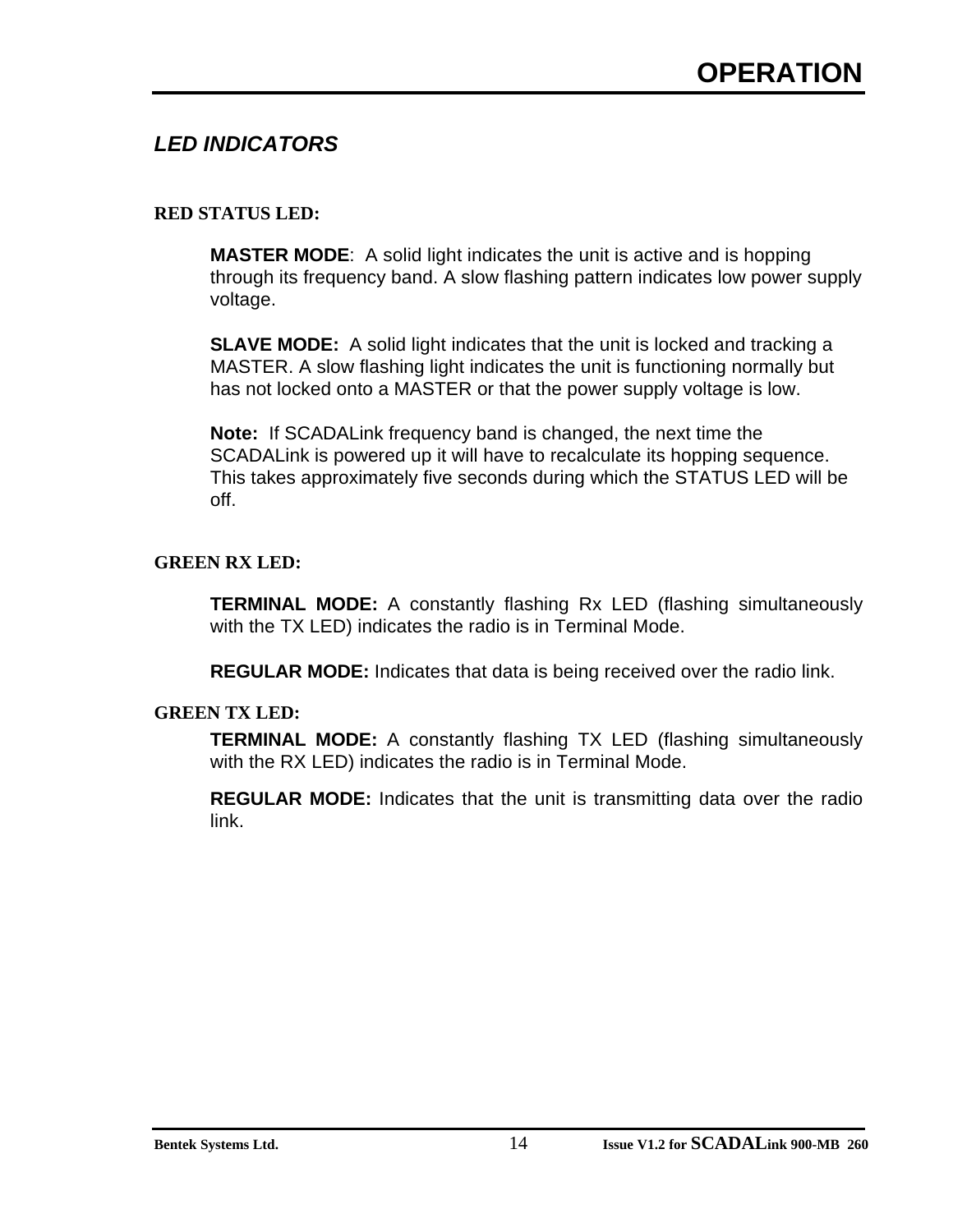## *LED INDICATORS*

### RED STATUS LED:

**MASTER MODE**:  A solid light indicates the unit is active and is hopping through its frequency band. A slow flashing pattern indicates low power supply voltage.

**SLAVE MODE:**  A solid light indicates that the unit is locked and tracking a MASTER. A slow flashing light indicates the unit is functioning normally but has not locked onto a MASTER or that the power supply voltage is low.

**Note:**  If SCADALink frequency band is changed, the next time the SCADALink is powered up it will have to recalculate its hopping sequence. This takes approximately five seconds during which the STATUS LED will be off.

### GREEN RX LED:

**TERMINAL MODE:** A constantly flashing Rx LED (flashing simultaneously with the TX LED) indicates the radio is in Terminal Mode.

**REGULAR MODE:** Indicates that data is being received over the radio link.

### GREEN TX LED:

**TERMINAL MODE:** A constantly flashing TX LED (flashing simultaneously with the RX LED) indicates the radio is in Terminal Mode.

**REGULAR MODE:** Indicates that the unit is transmitting data over the radio link.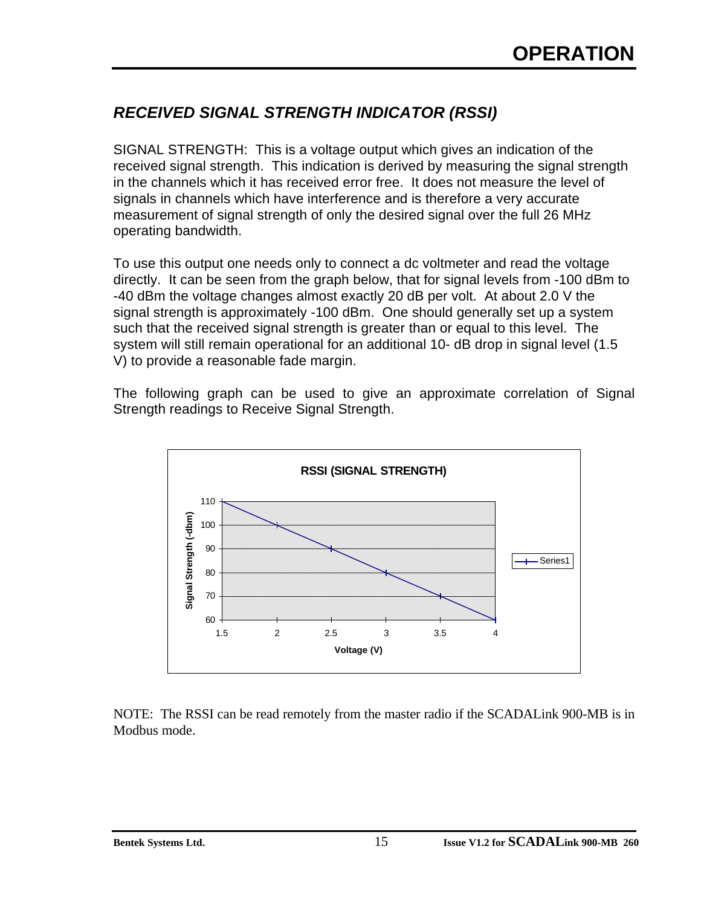## *RECEIVED SIGNAL STRENGTH INDICATOR (RSSI)*

SIGNAL STRENGTH: This is a voltage output which gives an indication of the received signal strength. This indication is derived by measuring the signal strength in the channels which it has received error free. It does not measure the level of signals in channels which have interference and is therefore a very accurate measurement of signal strength of only the desired signal over the full 26 MHz operating bandwidth.

To use this output one needs only to connect a dc voltmeter and read the voltage directly. It can be seen from the graph below, that for signal levels from -100 dBm to -40 dBm the voltage changes almost exactly 20 dB per volt. At about 2.0 V the signal strength is approximately -100 dBm. One should generally set up a system such that the received signal strength is greater than or equal to this level. The system will still remain operational for an additional 10- dB drop in signal level (1.5 V) to provide a reasonable fade margin.

The following graph can be used to give an approximate correlation of Signal Strength readings to Receive Signal Strength.

**RSSI (SIGNAL STRENGTH)**

| Voltage (V) | Signal Strength (-dbm) |
|---|---|
| 1.5 | 110 |
| 2 | 100 |
| 2.5 | 90 |
| 3 | 80 |
| 3.5 | 70 |
| 4 | 60 |

NOTE: The RSSI can be read remotely from the master radio if the SCADALink 900-MB is in Modbus mode.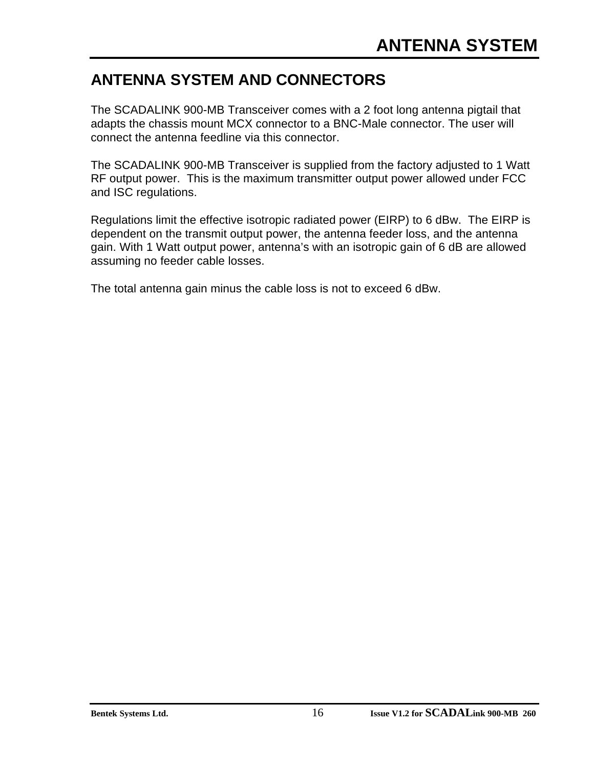# ANTENNA SYSTEM AND CONNECTORS

The SCADALINK 900-MB Transceiver comes with a 2 foot long antenna pigtail that adapts the chassis mount MCX connector to a BNC-Male connector. The user will connect the antenna feedline via this connector.

The SCADALINK 900-MB Transceiver is supplied from the factory adjusted to 1 Watt RF output power. This is the maximum transmitter output power allowed under FCC and ISC regulations.

Regulations limit the effective isotropic radiated power (EIRP) to 6 dBw. The EIRP is dependent on the transmit output power, the antenna feeder loss, and the antenna gain. With 1 Watt output power, antenna's with an isotropic gain of 6 dB are allowed assuming no feeder cable losses.

The total antenna gain minus the cable loss is not to exceed 6 dBw.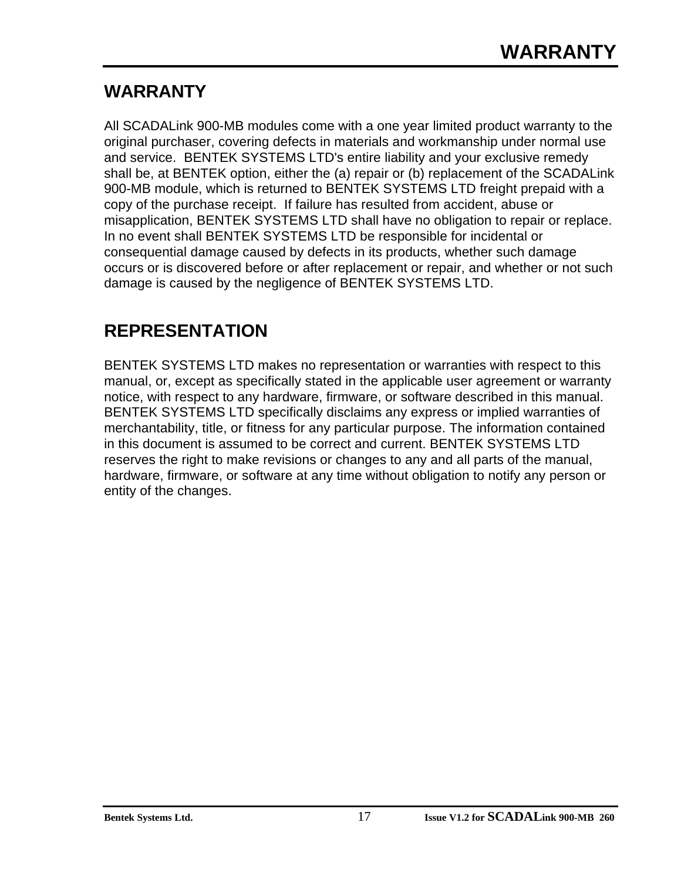## WARRANTY

All SCADALink 900-MB modules come with a one year limited product warranty to the original purchaser, covering defects in materials and workmanship under normal use and service.  BENTEK SYSTEMS LTD's entire liability and your exclusive remedy shall be, at BENTEK option, either the (a) repair or (b) replacement of the SCADALink 900-MB module, which is returned to BENTEK SYSTEMS LTD freight prepaid with a copy of the purchase receipt.  If failure has resulted from accident, abuse or misapplication, BENTEK SYSTEMS LTD shall have no obligation to repair or replace. In no event shall BENTEK SYSTEMS LTD be responsible for incidental or consequential damage caused by defects in its products, whether such damage occurs or is discovered before or after replacement or repair, and whether or not such damage is caused by the negligence of BENTEK SYSTEMS LTD.

## REPRESENTATION

BENTEK SYSTEMS LTD makes no representation or warranties with respect to this manual, or, except as specifically stated in the applicable user agreement or warranty notice, with respect to any hardware, firmware, or software described in this manual. BENTEK SYSTEMS LTD specifically disclaims any express or implied warranties of merchantability, title, or fitness for any particular purpose. The information contained in this document is assumed to be correct and current. BENTEK SYSTEMS LTD reserves the right to make revisions or changes to any and all parts of the manual, hardware, firmware, or software at any time without obligation to notify any person or entity of the changes.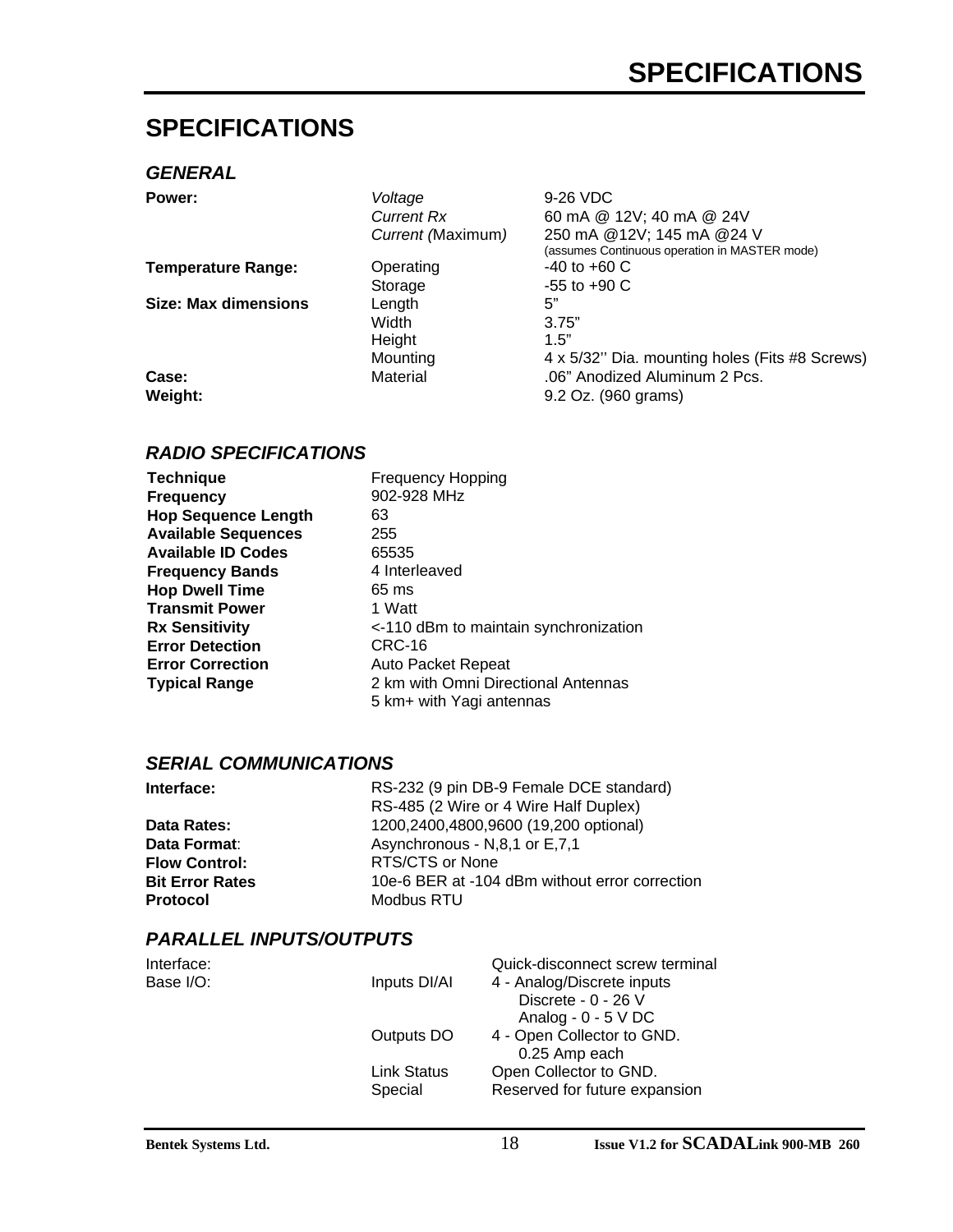# SPECIFICATIONS

## GENERAL

| | | |
|---|---|---|
| **Power:** | *Voltage* | 9-26 VDC |
| | *Current Rx* | 60 mA @ 12V; 40 mA @ 24V |
| | *Current (*Maximum*)* | 250 mA @12V; 145 mA @24 V (assumes Continuous operation in MASTER mode) |
| **Temperature Range:** | Operating | -40 to +60 C |
| | Storage | -55 to +90 C |
| **Size: Max dimensions** | Length | 5" |
| | Width | 3.75" |
| | Height | 1.5" |
| | Mounting | 4 x 5/32'' Dia. mounting holes (Fits #8 Screws) |
| **Case:** | Material | .06" Anodized Aluminum 2 Pcs. |
| **Weight:** | | 9.2 Oz. (960 grams) |

## RADIO SPECIFICATIONS

| | |
|---|---|
| **Technique** | Frequency Hopping |
| **Frequency** | 902-928 MHz |
| **Hop Sequence Length** | 63 |
| **Available Sequences** | 255 |
| **Available ID Codes** | 65535 |
| **Frequency Bands** | 4 Interleaved |
| **Hop Dwell Time** | 65 ms |
| **Transmit Power** | 1 Watt |
| **Rx Sensitivity** | <-110 dBm to maintain synchronization |
| **Error Detection** | CRC-16 |
| **Error Correction** | Auto Packet Repeat |
| **Typical Range** | 2 km with Omni Directional Antennas<br>5 km+ with Yagi antennas |

## SERIAL COMMUNICATIONS

| | |
|---|---|
| **Interface:** | RS-232 (9 pin DB-9 Female DCE standard)<br>RS-485 (2 Wire or 4 Wire Half Duplex) |
| **Data Rates:** | 1200,2400,4800,9600 (19,200 optional) |
| **Data Format**: | Asynchronous - N,8,1 or E,7,1 |
| **Flow Control:** | RTS/CTS or None |
| **Bit Error Rates** | 10e-6 BER at -104 dBm without error correction |
| **Protocol** | Modbus RTU |

## PARALLEL INPUTS/OUTPUTS

| | | |
|---|---|---|
| Interface: | | Quick-disconnect screw terminal |
| Base I/O: | Inputs DI/AI | 4 - Analog/Discrete inputs<br>Discrete - 0 - 26 V<br>Analog - 0 - 5 V DC |
| | Outputs DO | 4 - Open Collector to GND.<br>0.25 Amp each |
| | Link Status | Open Collector to GND. |
| | Special | Reserved for future expansion |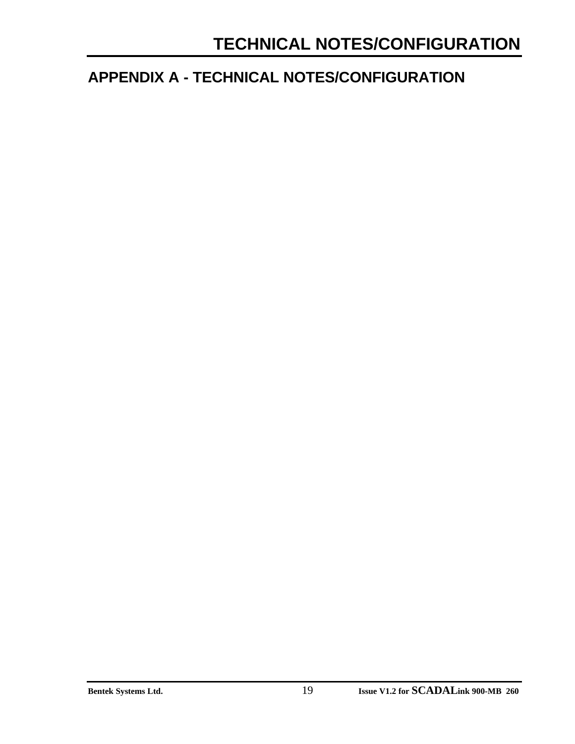# APPENDIX A - TECHNICAL NOTES/CONFIGURATION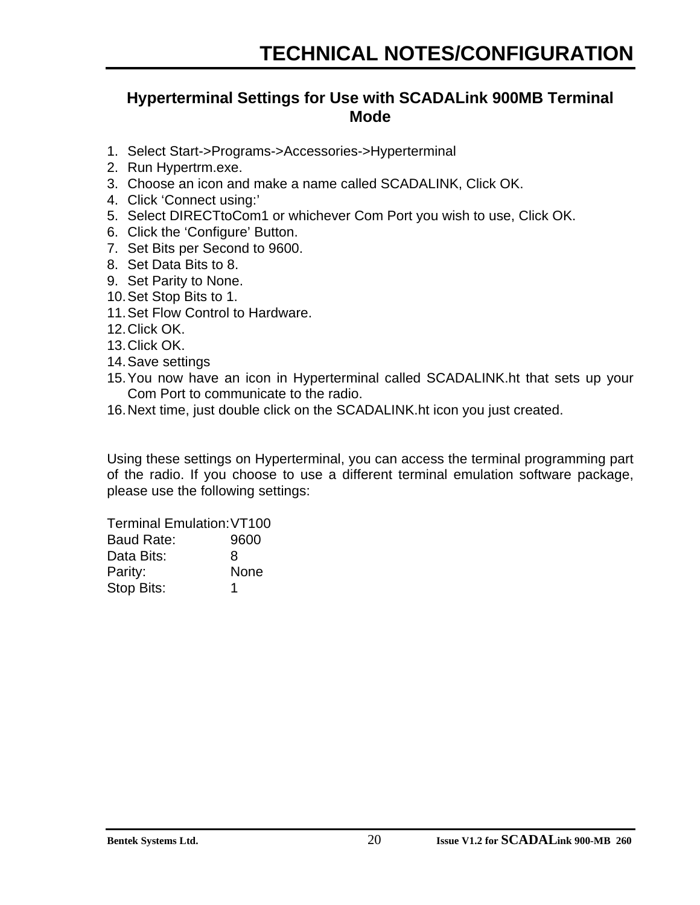# TECHNICAL NOTES/CONFIGURATION

## Hyperterminal Settings for Use with SCADALink 900MB Terminal Mode

1. Select Start->Programs->Accessories->Hyperterminal
2. Run Hypertrm.exe.
3. Choose an icon and make a name called SCADALINK, Click OK.
4. Click 'Connect using:'
5. Select DIRECTtoCom1 or whichever Com Port you wish to use, Click OK.
6. Click the 'Configure' Button.
7. Set Bits per Second to 9600.
8. Set Data Bits to 8.
9. Set Parity to None.
10. Set Stop Bits to 1.
11. Set Flow Control to Hardware.
12. Click OK.
13. Click OK.
14. Save settings
15. You now have an icon in Hyperterminal called SCADALINK.ht that sets up your Com Port to communicate to the radio.
16. Next time, just double click on the SCADALINK.ht icon you just created.

Using these settings on Hyperterminal, you can access the terminal programming part of the radio. If you choose to use a different terminal emulation software package, please use the following settings:

| | |
|---|---|
| Terminal Emulation: | VT100 |
| Baud Rate: | 9600 |
| Data Bits: | 8 |
| Parity: | None |
| Stop Bits: | 1 |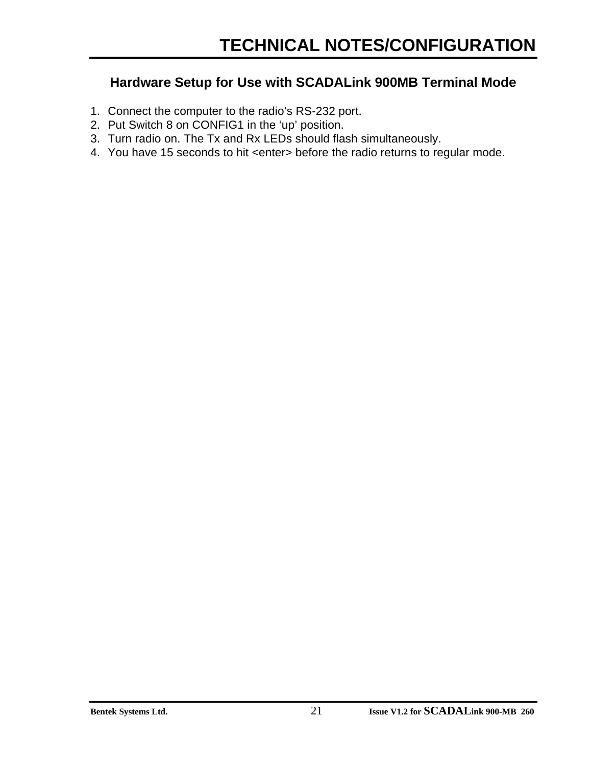## Hardware Setup for Use with SCADALink 900MB Terminal Mode

1. Connect the computer to the radio's RS-232 port.
2. Put Switch 8 on CONFIG1 in the 'up' position.
3. Turn radio on. The Tx and Rx LEDs should flash simultaneously.
4. You have 15 seconds to hit <enter> before the radio returns to regular mode.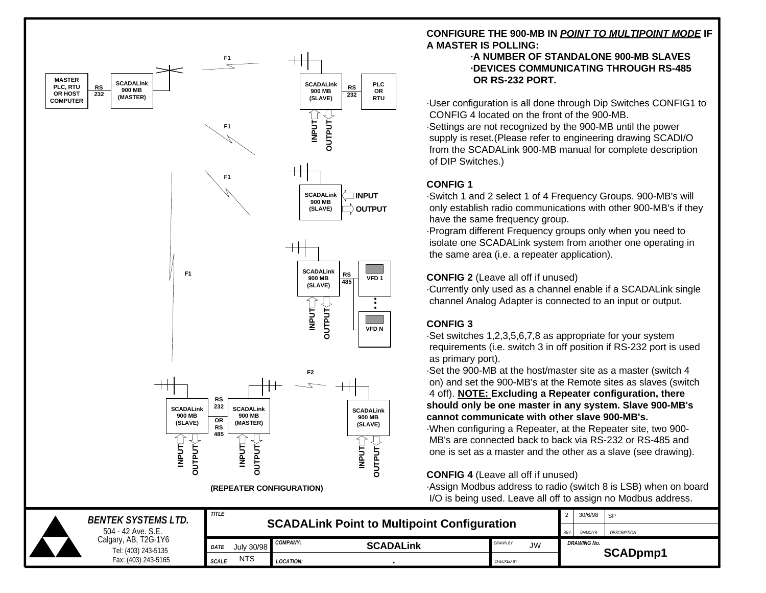**CONFIGURE THE 900-MB IN *POINT TO MULTIPOINT MODE* IF A MASTER IS POLLING:**

- **A NUMBER OF STANDALONE 900-MB SLAVES**
- **DEVICES COMMUNICATING THROUGH RS-485 OR RS-232 PORT.**

- User configuration is all done through Dip Switches CONFIG1 to CONFIG 4 located on the front of the 900-MB.
- Settings are not recognized by the 900-MB until the power supply is reset.(Please refer to engineering drawing SCADI/O from the SCADALink 900-MB manual for complete description of DIP Switches.)

**CONFIG 1**

- Switch 1 and 2 select 1 of 4 Frequency Groups. 900-MB's will only establish radio communications with other 900-MB's if they have the same frequency group.
- Program different Frequency groups only when you need to isolate one SCADALink system from another one operating in the same area (i.e. a repeater application).

**CONFIG 2** (Leave all off if unused)

- Currently only used as a channel enable if a SCADALink single channel Analog Adapter is connected to an input or output.

**CONFIG 3**

- Set switches 1,2,3,5,6,7,8 as appropriate for your system requirements (i.e. switch 3 in off position if RS-232 port is used as primary port).
- Set the 900-MB at the host/master site as a master (switch 4 on) and set the 900-MB's at the Remote sites as slaves (switch 4 off). **NOTE: Excluding a Repeater configuration, there should only be one master in any system. Slave 900-MB's cannot communicate with other slave 900-MB's.**
- When configuring a Repeater, at the Repeater site, two 900-MB's are connected back to back via RS-232 or RS-485 and one is set as a master and the other as a slave (see drawing).

**CONFIG 4** (Leave all off if unused)

- Assign Modbus address to radio (switch 8 is LSB) when on board I/O is being used. Leave all off to assign no Modbus address.

MASTER PLC, RTU OR HOST COMPUTER — RS 232 — SCADALink 900 MB (MASTER) — F1 — SCADALink 900 MB (SLAVE) — RS 232 — PLC OR RTU (INPUT / OUTPUT)

F1 — SCADALink 900 MB (SLAVE) — INPUT / OUTPUT

F1 — SCADALink 900 MB (SLAVE) — RS 485 — VFD 1 ... VFD N (INPUT / OUTPUT)

F1 — SCADALink 900 MB (SLAVE) — RS 232 OR RS 485 — SCADALink 900 MB (MASTER) — F2 — SCADALink 900 MB (SLAVE) (each with INPUT / OUTPUT)

**(REPEATER CONFIGURATION)**

| | | | | |
|---|---|---|---|---|
| ***BENTEK SYSTEMS LTD.*** 504 - 42 Ave. S.E. Calgary, AB, T2G-1Y6 Tel: (403) 243-5135 Fax: (403) 243-5165 | TITLE: **SCADALink Point to Multipoint Configuration** | | | REV. 2 — DA/MO/YR 30/6/98 — DESCRIPTION SP |
| | DATE: July 30/98 | COMPANY: **SCADALink** | DRAWN BY: JW | DRAWING No. **SCADpmp1** |
| | SCALE: NTS | LOCATION: . | CHECKED BY: | |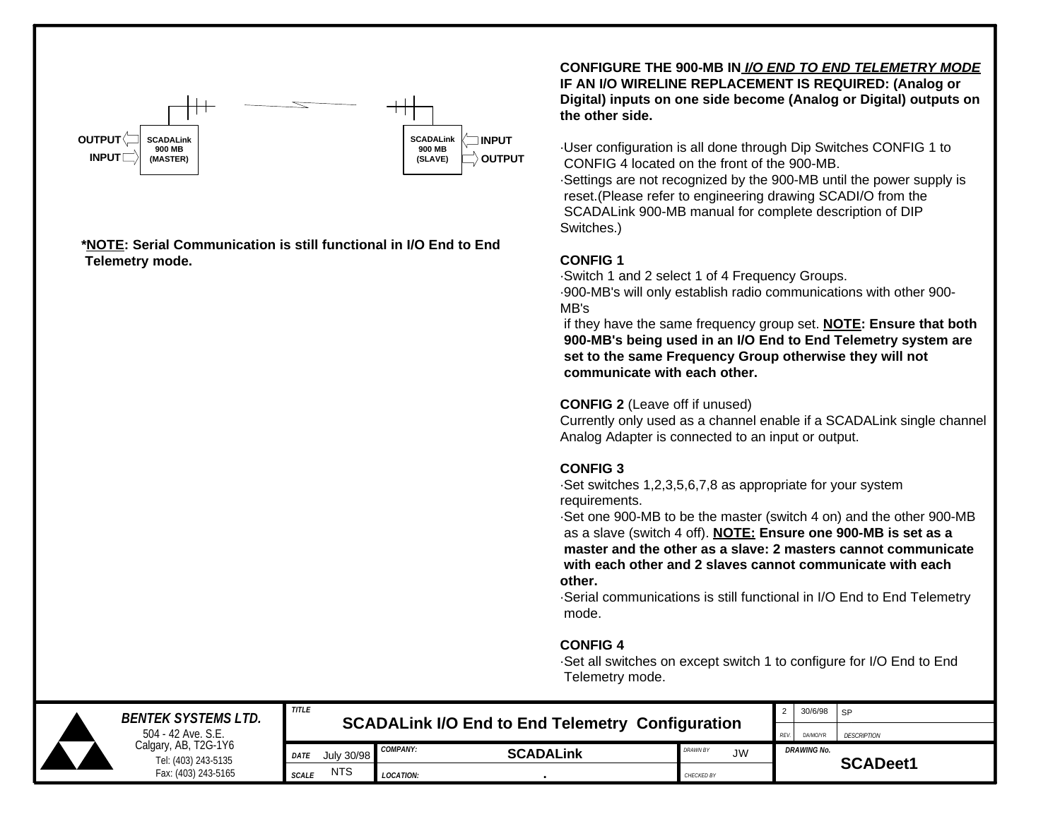OUTPUT
INPUT

**SCADALink 900 MB (MASTER)**

**SCADALink 900 MB (SLAVE)**

INPUT
OUTPUT

***NOTE: Serial Communication is still functional in I/O End to End Telemetry mode.**

**CONFIGURE THE 900-MB IN *I/O END TO END TELEMETRY MODE* IF AN I/O WIRELINE REPLACEMENT IS REQUIRED: (Analog or Digital) inputs on one side become (Analog or Digital) outputs on the other side.**

- User configuration is all done through Dip Switches CONFIG 1 to CONFIG 4 located on the front of the 900-MB.
- Settings are not recognized by the 900-MB until the power supply is reset.(Please refer to engineering drawing SCADI/O from the SCADALink 900-MB manual for complete description of DIP Switches.)

**CONFIG 1**

- Switch 1 and 2 select 1 of 4 Frequency Groups.
- 900-MB's will only establish radio communications with other 900-MB's if they have the same frequency group set. **NOTE: Ensure that both 900-MB's being used in an I/O End to End Telemetry system are set to the same Frequency Group otherwise they will not communicate with each other.**

**CONFIG 2** (Leave off if unused)

Currently only used as a channel enable if a SCADALink single channel Analog Adapter is connected to an input or output.

**CONFIG 3**

- Set switches 1,2,3,5,6,7,8 as appropriate for your system requirements.
- Set one 900-MB to be the master (switch 4 on) and the other 900-MB as a slave (switch 4 off). **NOTE: Ensure one 900-MB is set as a master and the other as a slave: 2 masters cannot communicate with each other and 2 slaves cannot communicate with each other.**
- Serial communications is still functional in I/O End to End Telemetry mode.

**CONFIG 4**

- Set all switches on except switch 1 to configure for I/O End to End Telemetry mode.

| BENTEK SYSTEMS LTD. 504 - 42 Ave. S.E. Calgary, AB, T2G-1Y6 Tel: (403) 243-5135 Fax: (403) 243-5165 | TITLE: SCADALink I/O End to End Telemetry Configuration | | | REV. 2 | DA/MO/YR 30/6/98 | DESCRIPTION SP |
|---|---|---|---|---|---|---|
| | DATE: July 30/98 | COMPANY: SCADALink | DRAWN BY: JW | DRAWING No. SCADeet1 | | |
| | SCALE: NTS | LOCATION: . | CHECKED BY: | | | |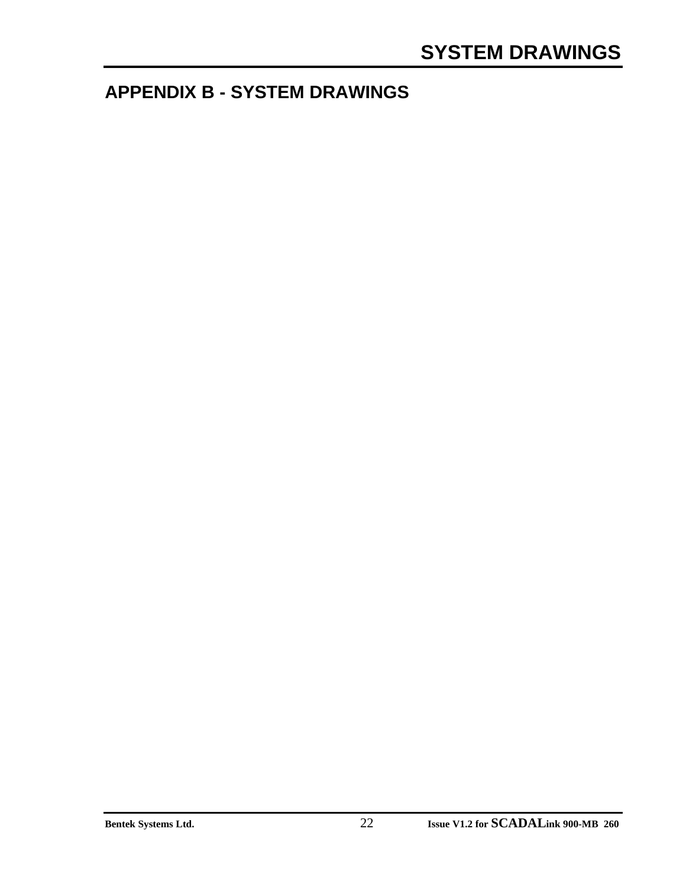# APPENDIX B - SYSTEM DRAWINGS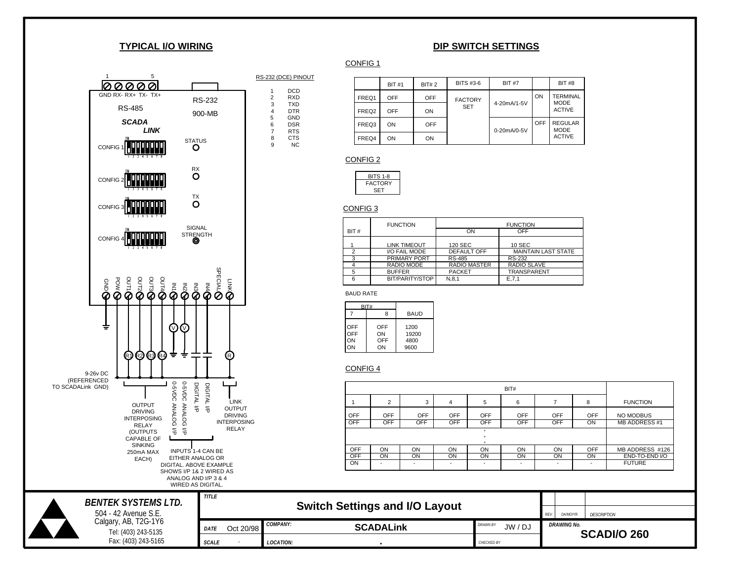## TYPICAL I/O WIRING

1 5

GND RX- RX+ TX- TX+

RS-485

RS-232

900-MB

*SCADA*
*LINK*

CONFIG 1

CONFIG 2

CONFIG 3

CONFIG 4

STATUS

RX

TX

SIGNAL STRENGTH

GND POW OUT1 OUT2 OUT3 OUT4 IN1 IN2 IN3 IN4 SPECIAL LINK

V V

R1 R2 R3 R4 R

9-26v DC (REFERENCED TO SCADALink GND)

OUTPUT DRIVING INTERPOSING RELAY (OUTPUTS CAPABLE OF SINKING 250mA MAX EACH)

0-5VDC ANALOG I/P

0-5VDC ANALOG I/P

DIGITAL I/P

DIGITAL I/P

LINK OUTPUT DRIVING INTERPOSING RELAY

INPUTS 1-4 CAN BE EITHER ANALOG OR DIGITAL. ABOVE EXAMPLE SHOWS I/P 1& 2 WIRED AS ANALOG AND I/P 3 & 4 WIRED AS DIGITAL.

RS-232 (DCE) PINOUT

| Pin | Signal |
|---|---|
| 1 | DCD |
| 2 | RXD |
| 3 | TXD |
| 4 | DTR |
| 5 | GND |
| 6 | DSR |
| 7 | RTS |
| 8 | CTS |
| 9 | NC |

## DIP SWITCH SETTINGS

CONFIG 1

| | BIT #1 | BIT# 2 | BITS #3-6 | BIT #7 | | BIT #8 |
|---|---|---|---|---|---|---|
| FREQ1 | OFF | OFF | FACTORY SET | 4-20mA/1-5V | ON | TERMINAL MODE ACTIVE |
| FREQ2 | OFF | ON | | | | |
| FREQ3 | ON | OFF | | 0-20mA/0-5V | OFF | REGULAR MODE ACTIVE |
| FREQ4 | ON | ON | | | | |

CONFIG 2

| BITS 1-8 |
|---|
| FACTORY SET |

CONFIG 3

| BIT # | FUNCTION | FUNCTION ON | FUNCTION OFF |
|---|---|---|---|
| 1 | LINK TIMEOUT | 120 SEC | 10 SEC |
| 2 | I/O FAIL MODE | DEFAULT OFF | MAINTAIN LAST STATE |
| 3 | PRIMARY PORT | RS-485 | RS-232 |
| 4 | RADIO MODE | RADIO MASTER | RADIO SLAVE |
| 5 | BUFFER | PACKET | TRANSPARENT |
| 6 | BIT/PARITY/STOP | N,8,1 | E,7,1 |

BAUD RATE

| BIT# 7 | BIT# 8 | BAUD |
|---|---|---|
| OFF | OFF | 1200 |
| OFF | ON | 19200 |
| ON | OFF | 4800 |
| ON | ON | 9600 |

CONFIG 4

| BIT# 1 | 2 | 3 | 4 | 5 | 6 | 7 | 8 | FUNCTION |
|---|---|---|---|---|---|---|---|---|
| OFF | OFF | OFF | OFF | OFF | OFF | OFF | OFF | NO MODBUS |
| OFF | OFF | OFF | OFF | OFF | OFF | OFF | ON | MB ADDRESS #1 |
| | | | | . . . | | | | |
| OFF | ON | ON | ON | ON | ON | ON | OFF | MB ADDRESS #126 |
| OFF | ON | ON | ON | ON | ON | ON | ON | END-TO-END I/O |
| ON | - | - | - | - | - | - | - | FUTURE |

***BENTEK SYSTEMS LTD.***
504 - 42 Avenue S.E.
Calgary, AB, T2G-1Y6
Tel: (403) 243-5135
Fax: (403) 243-5165

TITLE: **Switch Settings and I/O Layout**

DATE: Oct 20/98 | COMPANY: **SCADALink** | DRAWN BY: JW / DJ

SCALE: . | LOCATION: . | CHECKED BY:

REV. | DA/MO/YR | DESCRIPTION

DRAWING No. **SCADI/O 260**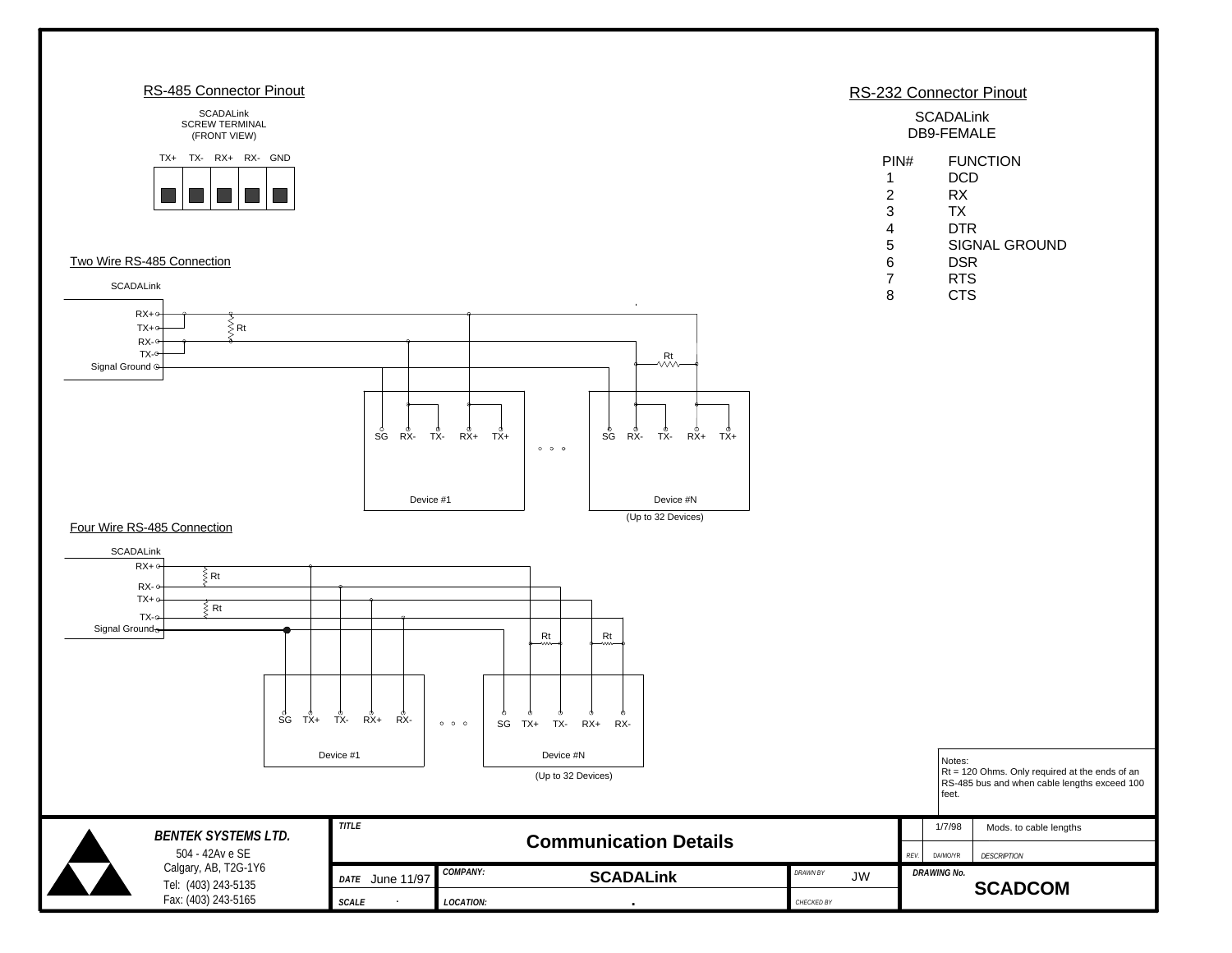## RS-485 Connector Pinout

SCADALink
SCREW TERMINAL
(FRONT VIEW)

TX+ TX- RX+ RX- GND

## RS-232 Connector Pinout

SCADALink
DB9-FEMALE

| PIN# | FUNCTION |
|---|---|
| 1 | DCD |
| 2 | RX |
| 3 | TX |
| 4 | DTR |
| 5 | SIGNAL GROUND |
| 6 | DSR |
| 7 | RTS |
| 8 | CTS |

## Two Wire RS-485 Connection

SCADALink

RX+
TX+
RX-
TX-
Signal Ground

Rt

Rt

SG RX- TX- RX+ TX+

Device #1

SG RX- TX- RX+ TX+

Device #N

(Up to 32 Devices)

## Four Wire RS-485 Connection

SCADALink

RX+
RX-
TX+
TX-
Signal Ground

Rt

Rt

Rt Rt

SG TX+ TX- RX+ RX-

Device #1

SG TX+ TX- RX+ RX-

Device #N

(Up to 32 Devices)

Notes:
Rt = 120 Ohms. Only required at the ends of an RS-485 bus and when cable lengths exceed 100 feet.

**BENTEK SYSTEMS LTD.**
504 - 42Av e SE
Calgary, AB, T2G-1Y6
Tel: (403) 243-5135
Fax: (403) 243-5165

TITLE: **Communication Details**

DATE: June 11/97

COMPANY: **SCADALink**

DRAWN BY: JW

SCALE: .

LOCATION: .

CHECKED BY:

| REV. | DA/MO/YR | DESCRIPTION |
|---|---|---|
| | 1/7/98 | Mods. to cable lengths |

DRAWING No.: **SCADCOM**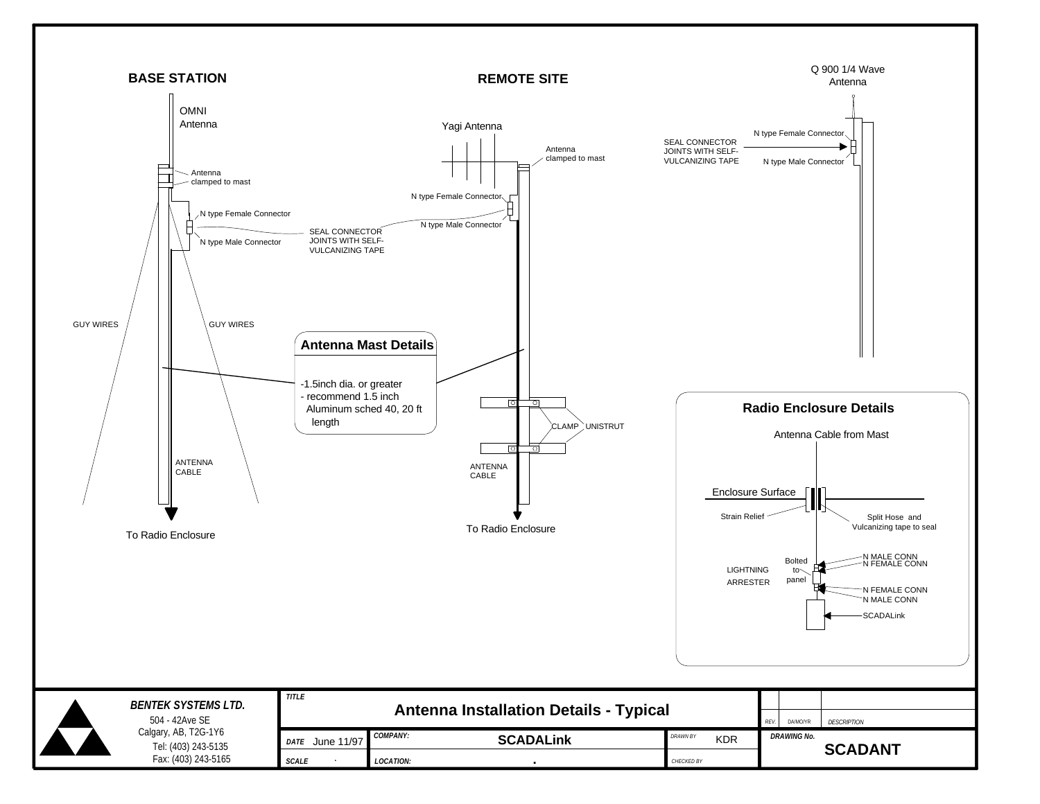## BASE STATION

OMNI Antenna

Antenna clamped to mast

N type Female Connector

N type Male Connector

GUY WIRES

GUY WIRES

ANTENNA CABLE

To Radio Enclosure

## REMOTE SITE

Yagi Antenna

Antenna clamped to mast

N type Female Connector

N type Male Connector

SEAL CONNECTOR JOINTS WITH SELF-VULCANIZING TAPE

CLAMP

UNISTRUT

ANTENNA CABLE

To Radio Enclosure

### Antenna Mast Details

- 1.5inch dia. or greater
- recommend 1.5 inch Aluminum sched 40, 20 ft length

Q 900 1/4 Wave Antenna

N type Female Connector

SEAL CONNECTOR JOINTS WITH SELF-VULCANIZING TAPE

N type Male Connector

### Radio Enclosure Details

Antenna Cable from Mast

Enclosure Surface

Strain Relief

Split Hose and Vulcanizing tape to seal

LIGHTNING ARRESTER

Bolted to panel

N MALE CONN

N FEMALE CONN

N FEMALE CONN

N MALE CONN

SCADALink

| | | | |
|---|---|---|---|
| **BENTEK SYSTEMS LTD.** 504 - 42Ave SE Calgary, AB, T2G-1Y6 Tel: (403) 243-5135 Fax: (403) 243-5165 | TITLE: **Antenna Installation Details - Typical** | | REV. / DA/MO/YR / DESCRIPTION |
| | DATE: June 11/97 | COMPANY: **SCADALink** | DRAWN BY: KDR |
| | SCALE: . | LOCATION: . | CHECKED BY: |
| | | | DRAWING No.: **SCADANT** |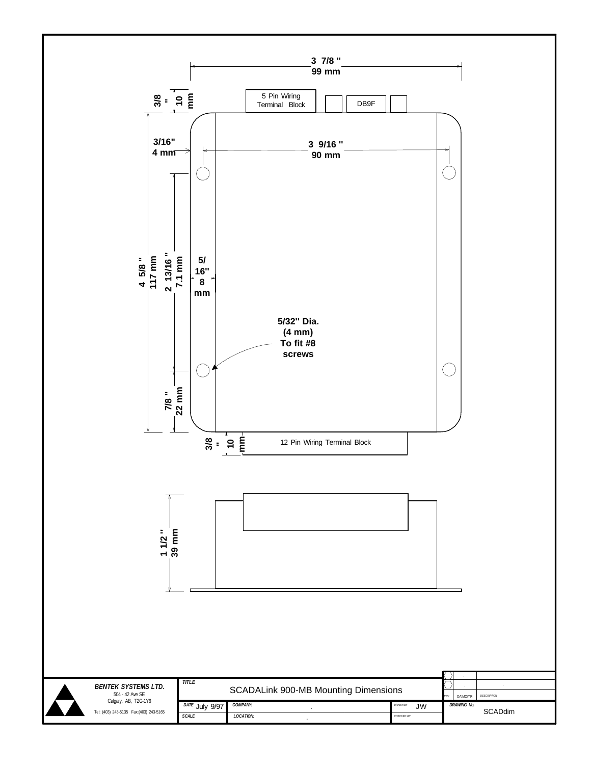3 7/8 "
99 mm

5 Pin Wiring Terminal Block

DB9F

3/8 "
10 mm

3/16"
4 mm

3 9/16 "
90 mm

4 5/8 "
117 mm

2 13/16 "
7.1 mm

5/16"
8 mm

5/32" Dia.
(4 mm)
To fit #8 screws

7/8 "
22 mm

3/8 "
10 mm

12 Pin Wiring Terminal Block

1 1/2 "
39 mm

**BENTEK SYSTEMS LTD.**
504 - 42 Ave SE
Calgary, AB, T2G-1Y6
Tel: (403) 243-5135 Fax:(403) 243-5165

| | | | | | |
|---|---|---|---|---|---|
| TITLE | SCADALink 900-MB Mounting Dimensions | | | | REV. DA/MO/YR DESCRIPTION |
| DATE July 9/97 | COMPANY: . | DRAWN BY | JW | DRAWING No. | SCADdim |
| SCALE | LOCATION: . | CHECKED BY | | | |